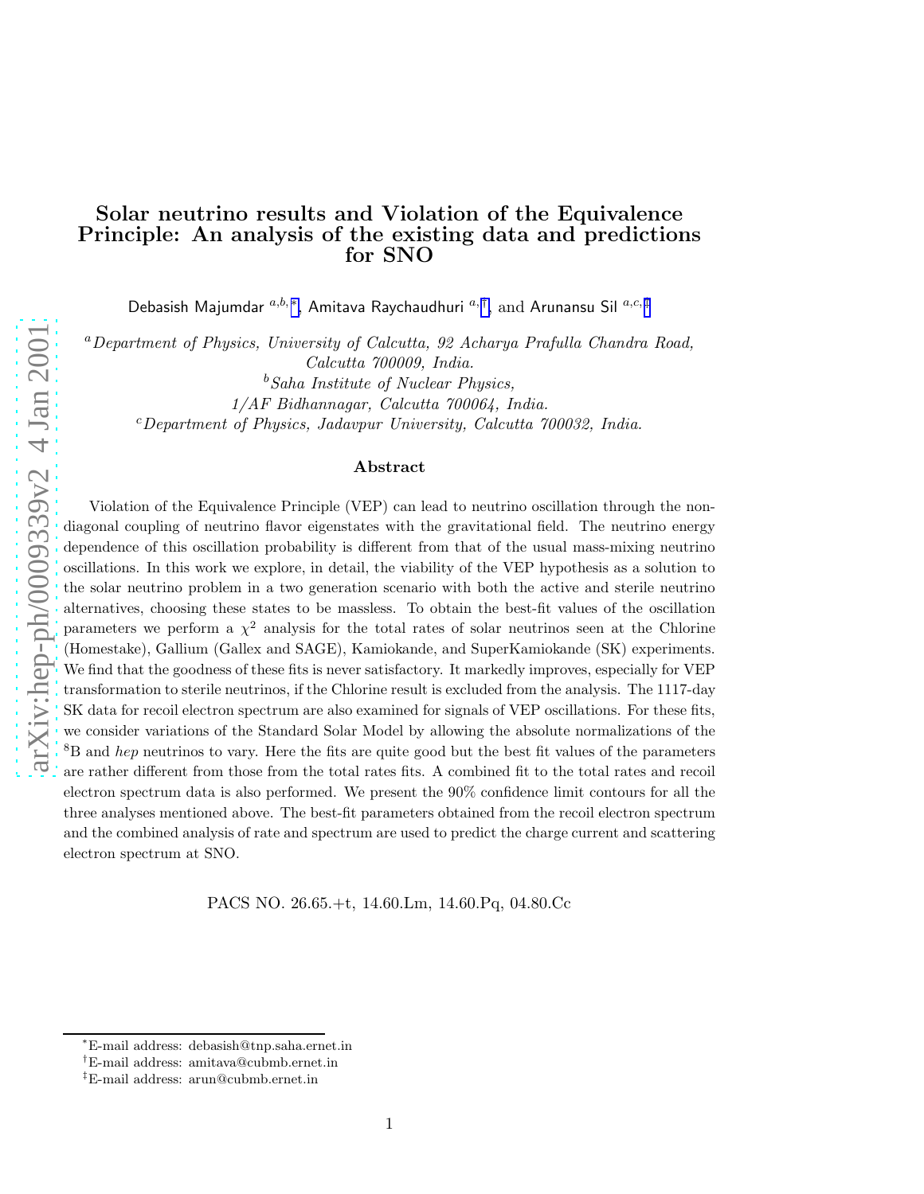# Solar neutrino results and Violation of the Equivalence Principle: An analysis of the existing data and predictions for SNO

Debasish Majumdar [a,b,*], Amitava Raychaudhuri [a,†], and Arunansu Sil [a,c,‡]

[a] *Department of Physics, University of Calcutta, 92 Acharya Prafulla Chandra Road, Calcutta 700009, India.*

[b] *Saha Institute of Nuclear Physics, 1/AF Bidhannagar, Calcutta 700064, India.*

[c] *Department of Physics, Jadavpur University, Calcutta 700032, India.*

### Abstract

Violation of the Equivalence Principle (VEP) can lead to neutrino oscillation through the non-diagonal coupling of neutrino flavor eigenstates with the gravitational field. The neutrino energy dependence of this oscillation probability is different from that of the usual mass-mixing neutrino oscillations. In this work we explore, in detail, the viability of the VEP hypothesis as a solution to the solar neutrino problem in a two generation scenario with both the active and sterile neutrino alternatives, choosing these states to be massless. To obtain the best-fit values of the oscillation parameters we perform a $\chi^2$ analysis for the total rates of solar neutrinos seen at the Chlorine (Homestake), Gallium (Gallex and SAGE), Kamiokande, and SuperKamiokande (SK) experiments. We find that the goodness of these fits is never satisfactory. It markedly improves, especially for VEP transformation to sterile neutrinos, if the Chlorine result is excluded from the analysis. The 1117-day SK data for recoil electron spectrum are also examined for signals of VEP oscillations. For these fits, we consider variations of the Standard Solar Model by allowing the absolute normalizations of the $^8$B and *hep* neutrinos to vary. Here the fits are quite good but the best fit values of the parameters are rather different from those from the total rates fits. A combined fit to the total rates and recoil electron spectrum data is also performed. We present the 90% confidence limit contours for all the three analyses mentioned above. The best-fit parameters obtained from the recoil electron spectrum and the combined analysis of rate and spectrum are used to predict the charge current and scattering electron spectrum at SNO.

PACS NO. 26.65.+t, 14.60.Lm, 14.60.Pq, 04.80.Cc

---

[*] E-mail address: debasish@tnp.saha.ernet.in

[†] E-mail address: amitava@cubmb.ernet.in

[‡] E-mail address: arun@cubmb.ernet.in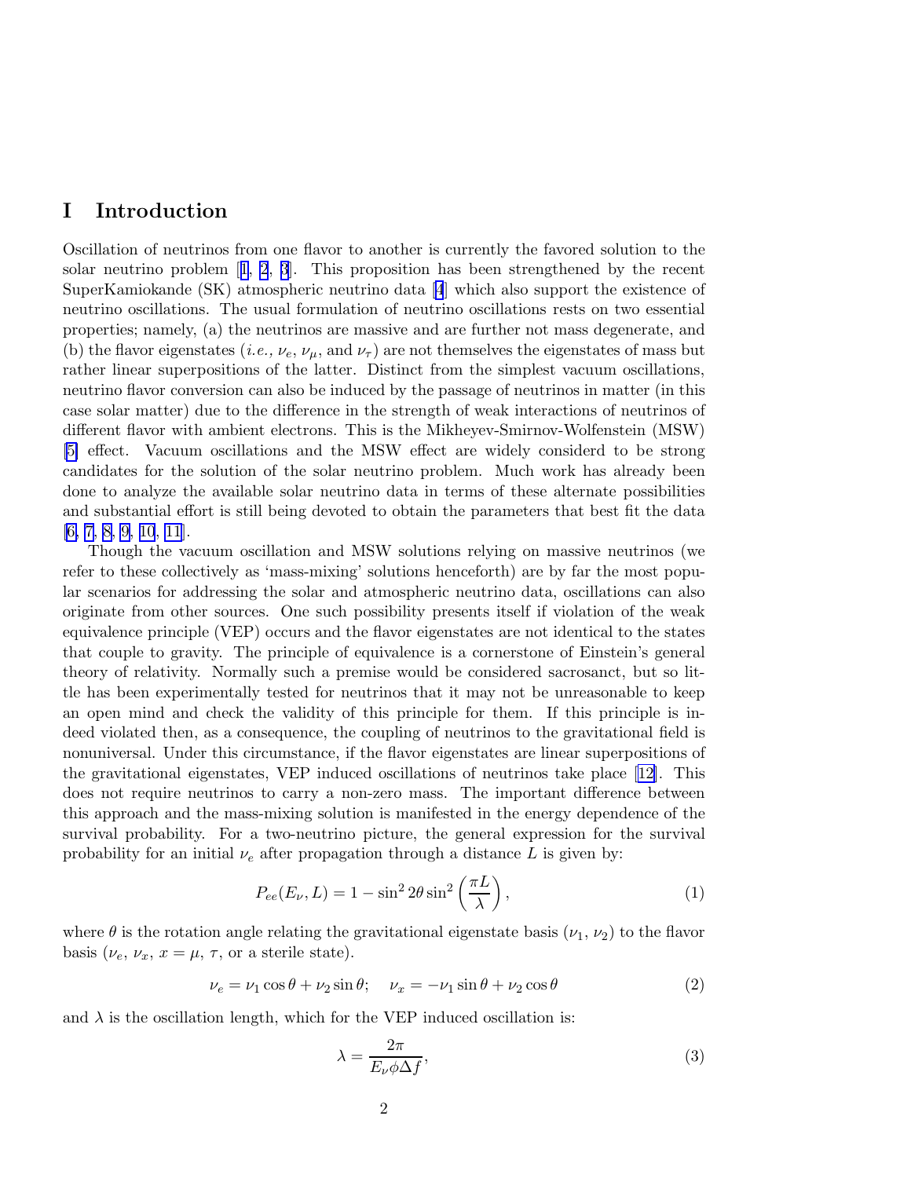# I Introduction

Oscillation of neutrinos from one flavor to another is currently the favored solution to the solar neutrino problem [1, 2, 3]. This proposition has been strengthened by the recent SuperKamiokande (SK) atmospheric neutrino data [4] which also support the existence of neutrino oscillations. The usual formulation of neutrino oscillations rests on two essential properties; namely, (a) the neutrinos are massive and are further not mass degenerate, and (b) the flavor eigenstates (*i.e.,* $\nu_e$, $\nu_\mu$, and $\nu_\tau$) are not themselves the eigenstates of mass but rather linear superpositions of the latter. Distinct from the simplest vacuum oscillations, neutrino flavor conversion can also be induced by the passage of neutrinos in matter (in this case solar matter) due to the difference in the strength of weak interactions of neutrinos of different flavor with ambient electrons. This is the Mikheyev-Smirnov-Wolfenstein (MSW) [5] effect. Vacuum oscillations and the MSW effect are widely considerd to be strong candidates for the solution of the solar neutrino problem. Much work has already been done to analyze the available solar neutrino data in terms of these alternate possibilities and substantial effort is still being devoted to obtain the parameters that best fit the data [6, 7, 8, 9, 10, 11].

Though the vacuum oscillation and MSW solutions relying on massive neutrinos (we refer to these collectively as 'mass-mixing' solutions henceforth) are by far the most popular scenarios for addressing the solar and atmospheric neutrino data, oscillations can also originate from other sources. One such possibility presents itself if violation of the weak equivalence principle (VEP) occurs and the flavor eigenstates are not identical to the states that couple to gravity. The principle of equivalence is a cornerstone of Einstein's general theory of relativity. Normally such a premise would be considered sacrosanct, but so little has been experimentally tested for neutrinos that it may not be unreasonable to keep an open mind and check the validity of this principle for them. If this principle is indeed violated then, as a consequence, the coupling of neutrinos to the gravitational field is nonuniversal. Under this circumstance, if the flavor eigenstates are linear superpositions of the gravitational eigenstates, VEP induced oscillations of neutrinos take place [12]. This does not require neutrinos to carry a non-zero mass. The important difference between this approach and the mass-mixing solution is manifested in the energy dependence of the survival probability. For a two-neutrino picture, the general expression for the survival probability for an initial $\nu_e$ after propagation through a distance $L$ is given by:

$$P_{ee}(E_\nu, L) = 1 - \sin^2 2\theta \sin^2\left(\frac{\pi L}{\lambda}\right), \tag{1}$$

where $\theta$ is the rotation angle relating the gravitational eigenstate basis ($\nu_1$, $\nu_2$) to the flavor basis ($\nu_e$, $\nu_x$, $x = \mu$, $\tau$, or a sterile state).

$$\nu_e = \nu_1 \cos\theta + \nu_2 \sin\theta; \quad \nu_x = -\nu_1 \sin\theta + \nu_2 \cos\theta \tag{2}$$

and $\lambda$ is the oscillation length, which for the VEP induced oscillation is:

$$\lambda = \frac{2\pi}{E_\nu \phi \Delta f}, \tag{3}$$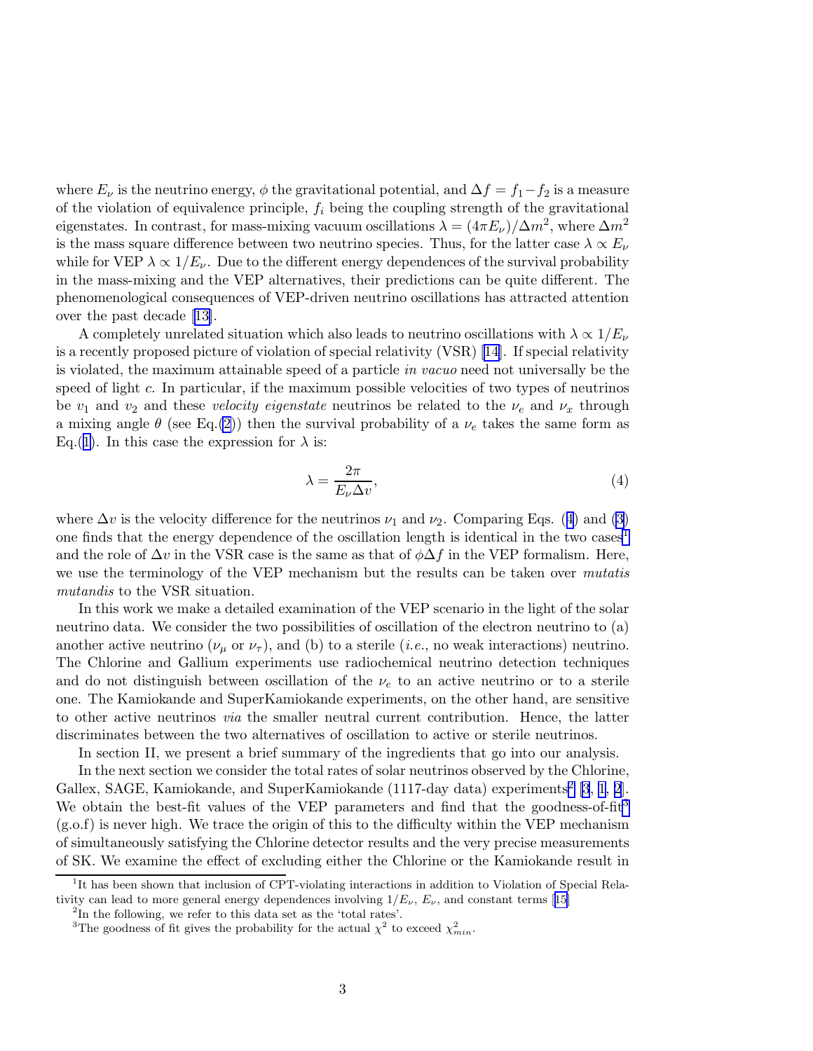where $E_\nu$ is the neutrino energy, $\phi$ the gravitational potential, and $\Delta f = f_1 - f_2$ is a measure of the violation of equivalence principle, $f_i$ being the coupling strength of the gravitational eigenstates. In contrast, for mass-mixing vacuum oscillations $\lambda = (4\pi E_\nu)/\Delta m^2$, where $\Delta m^2$ is the mass square difference between two neutrino species. Thus, for the latter case $\lambda \propto E_\nu$ while for VEP $\lambda \propto 1/E_\nu$. Due to the different energy dependences of the survival probability in the mass-mixing and the VEP alternatives, their predictions can be quite different. The phenomenological consequences of VEP-driven neutrino oscillations has attracted attention over the past decade [13].

A completely unrelated situation which also leads to neutrino oscillations with $\lambda \propto 1/E_\nu$ is a recently proposed picture of violation of special relativity (VSR) [14]. If special relativity is violated, the maximum attainable speed of a particle *in vacuo* need not universally be the speed of light $c$. In particular, if the maximum possible velocities of two types of neutrinos be $v_1$ and $v_2$ and these *velocity eigenstate* neutrinos be related to the $\nu_e$ and $\nu_x$ through a mixing angle $\theta$ (see Eq.(2)) then the survival probability of a $\nu_e$ takes the same form as Eq.(1). In this case the expression for $\lambda$ is:

$$\lambda = \frac{2\pi}{E_\nu \Delta v}, \tag{4}$$

where $\Delta v$ is the velocity difference for the neutrinos $\nu_1$ and $\nu_2$. Comparing Eqs. (4) and (3) one finds that the energy dependence of the oscillation length is identical in the two cases[1] and the role of $\Delta v$ in the VSR case is the same as that of $\phi \Delta f$ in the VEP formalism. Here, we use the terminology of the VEP mechanism but the results can be taken over *mutatis mutandis* to the VSR situation.

In this work we make a detailed examination of the VEP scenario in the light of the solar neutrino data. We consider the two possibilities of oscillation of the electron neutrino to (a) another active neutrino ($\nu_\mu$ or $\nu_\tau$), and (b) to a sterile (*i.e.*, no weak interactions) neutrino. The Chlorine and Gallium experiments use radiochemical neutrino detection techniques and do not distinguish between oscillation of the $\nu_e$ to an active neutrino or to a sterile one. The Kamiokande and SuperKamiokande experiments, on the other hand, are sensitive to other active neutrinos *via* the smaller neutral current contribution. Hence, the latter discriminates between the two alternatives of oscillation to active or sterile neutrinos.

In section II, we present a brief summary of the ingredients that go into our analysis.

In the next section we consider the total rates of solar neutrinos observed by the Chlorine, Gallex, SAGE, Kamiokande, and SuperKamiokande (1117-day data) experiments[2] [3, 1, 2]. We obtain the best-fit values of the VEP parameters and find that the goodness-of-fit[3] (g.o.f) is never high. We trace the origin of this to the difficulty within the VEP mechanism of simultaneously satisfying the Chlorine detector results and the very precise measurements of SK. We examine the effect of excluding either the Chlorine or the Kamiokande result in

---

[1] It has been shown that inclusion of CPT-violating interactions in addition to Violation of Special Relativity can lead to more general energy dependences involving $1/E_\nu$, $E_\nu$, and constant terms [15]

[2] In the following, we refer to this data set as the 'total rates'.

[3] The goodness of fit gives the probability for the actual $\chi^2$ to exceed $\chi^2_{min}$.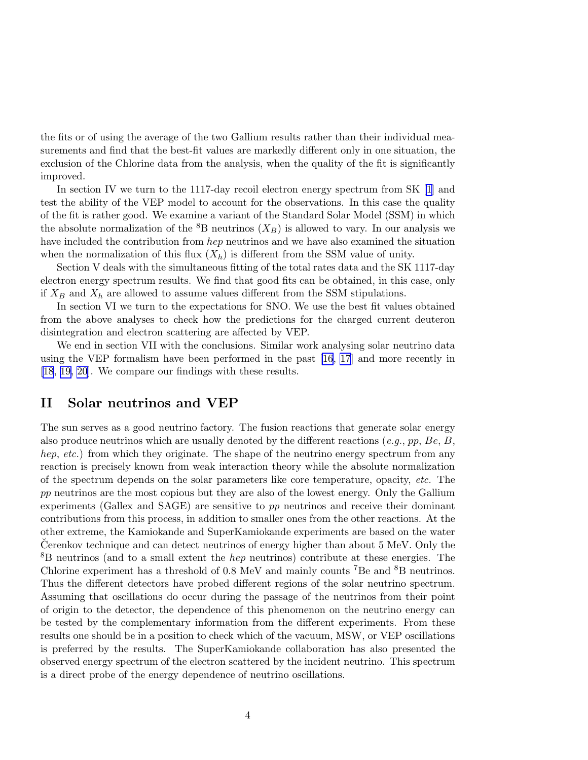the fits or of using the average of the two Gallium results rather than their individual measurements and find that the best-fit values are markedly different only in one situation, the exclusion of the Chlorine data from the analysis, when the quality of the fit is significantly improved.

In section IV we turn to the 1117-day recoil electron energy spectrum from SK [1] and test the ability of the VEP model to account for the observations. In this case the quality of the fit is rather good. We examine a variant of the Standard Solar Model (SSM) in which the absolute normalization of the $^{8}$B neutrinos ($X_B$) is allowed to vary. In our analysis we have included the contribution from *hep* neutrinos and we have also examined the situation when the normalization of this flux ($X_h$) is different from the SSM value of unity.

Section V deals with the simultaneous fitting of the total rates data and the SK 1117-day electron energy spectrum results. We find that good fits can be obtained, in this case, only if $X_B$ and $X_h$ are allowed to assume values different from the SSM stipulations.

In section VI we turn to the expectations for SNO. We use the best fit values obtained from the above analyses to check how the predictions for the charged current deuteron disintegration and electron scattering are affected by VEP.

We end in section VII with the conclusions. Similar work analysing solar neutrino data using the VEP formalism have been performed in the past [16, 17] and more recently in [18, 19, 20]. We compare our findings with these results.

## II Solar neutrinos and VEP

The sun serves as a good neutrino factory. The fusion reactions that generate solar energy also produce neutrinos which are usually denoted by the different reactions (*e.g.*, *pp*, *Be*, *B*, *hep*, *etc.*) from which they originate. The shape of the neutrino energy spectrum from any reaction is precisely known from weak interaction theory while the absolute normalization of the spectrum depends on the solar parameters like core temperature, opacity, *etc.* The *pp* neutrinos are the most copious but they are also of the lowest energy. Only the Gallium experiments (Gallex and SAGE) are sensitive to *pp* neutrinos and receive their dominant contributions from this process, in addition to smaller ones from the other reactions. At the other extreme, the Kamiokande and SuperKamiokande experiments are based on the water Čerenkov technique and can detect neutrinos of energy higher than about 5 MeV. Only the $^{8}$B neutrinos (and to a small extent the *hep* neutrinos) contribute at these energies. The Chlorine experiment has a threshold of 0.8 MeV and mainly counts $^{7}$Be and $^{8}$B neutrinos. Thus the different detectors have probed different regions of the solar neutrino spectrum. Assuming that oscillations do occur during the passage of the neutrinos from their point of origin to the detector, the dependence of this phenomenon on the neutrino energy can be tested by the complementary information from the different experiments. From these results one should be in a position to check which of the vacuum, MSW, or VEP oscillations is preferred by the results. The SuperKamiokande collaboration has also presented the observed energy spectrum of the electron scattered by the incident neutrino. This spectrum is a direct probe of the energy dependence of neutrino oscillations.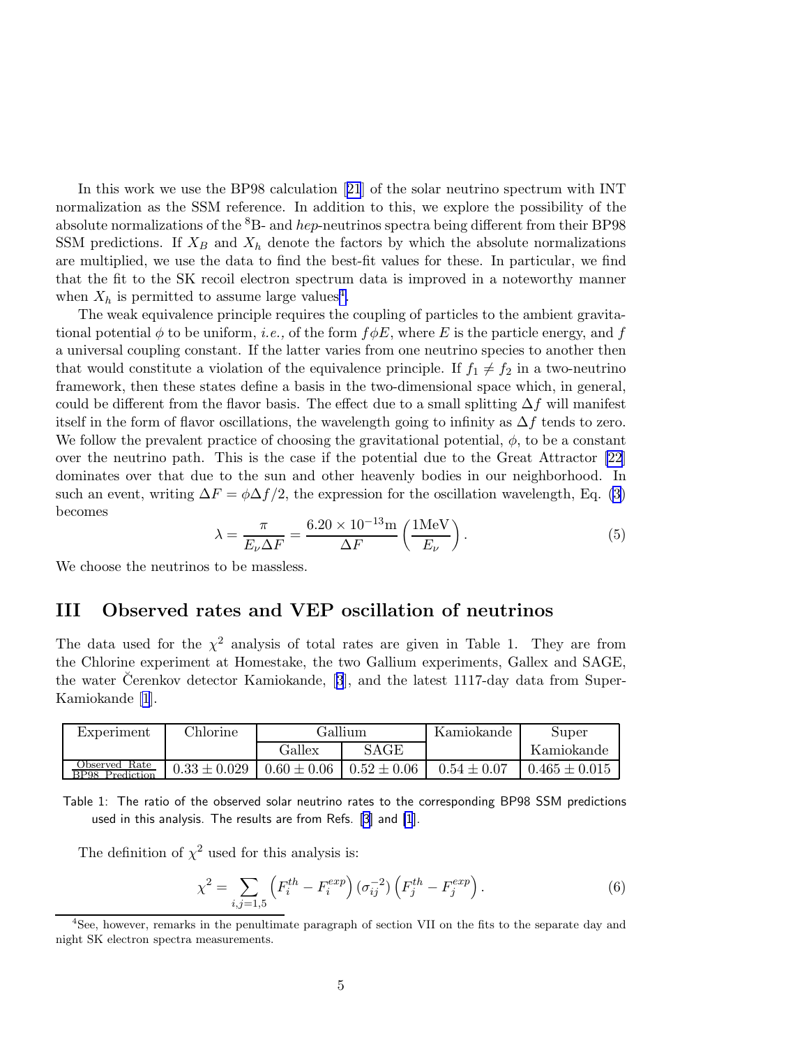In this work we use the BP98 calculation [21] of the solar neutrino spectrum with INT normalization as the SSM reference. In addition to this, we explore the possibility of the absolute normalizations of the $^8$B- and *hep*-neutrinos spectra being different from their BP98 SSM predictions. If $X_B$ and $X_h$ denote the factors by which the absolute normalizations are multiplied, we use the data to find the best-fit values for these. In particular, we find that the fit to the SK recoil electron spectrum data is improved in a noteworthy manner when $X_h$ is permitted to assume large values[4].

The weak equivalence principle requires the coupling of particles to the ambient gravitational potential $\phi$ to be uniform, *i.e.,* of the form $f\phi E$, where $E$ is the particle energy, and $f$ a universal coupling constant. If the latter varies from one neutrino species to another then that would constitute a violation of the equivalence principle. If $f_1 \neq f_2$ in a two-neutrino framework, then these states define a basis in the two-dimensional space which, in general, could be different from the flavor basis. The effect due to a small splitting $\Delta f$ will manifest itself in the form of flavor oscillations, the wavelength going to infinity as $\Delta f$ tends to zero. We follow the prevalent practice of choosing the gravitational potential, $\phi$, to be a constant over the neutrino path. This is the case if the potential due to the Great Attractor [22] dominates over that due to the sun and other heavenly bodies in our neighborhood. In such an event, writing $\Delta F = \phi \Delta f/2$, the expression for the oscillation wavelength, Eq. (3) becomes

$$\lambda = \frac{\pi}{E_\nu \Delta F} = \frac{6.20 \times 10^{-13}\text{m}}{\Delta F} \left( \frac{1\text{MeV}}{E_\nu} \right). \tag{5}$$

We choose the neutrinos to be massless.

## III Observed rates and VEP oscillation of neutrinos

The data used for the $\chi^2$ analysis of total rates are given in Table 1. They are from the Chlorine experiment at Homestake, the two Gallium experiments, Gallex and SAGE, the water Čerenkov detector Kamiokande, [3], and the latest 1117-day data from Super-Kamiokande [1].

| Experiment | Chlorine | Gallium | | Kamiokande | Super |
|---|---|---|---|---|---|
| | | Gallex | SAGE | | Kamiokande |
| $\frac{\text{Observed Rate}}{\text{BP98 Prediction}}$ | $0.33 \pm 0.029$ | $0.60 \pm 0.06$ | $0.52 \pm 0.06$ | $0.54 \pm 0.07$ | $0.465 \pm 0.015$ |

Table 1: The ratio of the observed solar neutrino rates to the corresponding BP98 SSM predictions used in this analysis. The results are from Refs. [3] and [1].

The definition of $\chi^2$ used for this analysis is:

$$\chi^2 = \sum_{i,j=1,5} \left( F_i^{th} - F_i^{exp} \right) (\sigma_{ij}^{-2}) \left( F_j^{th} - F_j^{exp} \right). \tag{6}$$

[4] See, however, remarks in the penultimate paragraph of section VII on the fits to the separate day and night SK electron spectra measurements.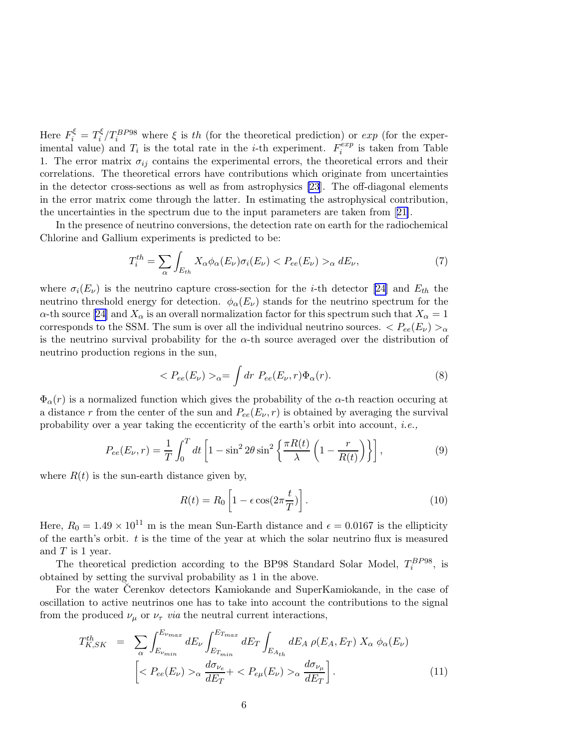Here $F_i^{\xi} = T_i^{\xi}/T_i^{BP98}$ where $\xi$ is *th* (for the theoretical prediction) or *exp* (for the experimental value) and $T_i$ is the total rate in the $i$-th experiment. $F_i^{exp}$ is taken from Table 1. The error matrix $\sigma_{ij}$ contains the experimental errors, the theoretical errors and their correlations. The theoretical errors have contributions which originate from uncertainties in the detector cross-sections as well as from astrophysics [23]. The off-diagonal elements in the error matrix come through the latter. In estimating the astrophysical contribution, the uncertainties in the spectrum due to the input parameters are taken from [21].

In the presence of neutrino conversions, the detection rate on earth for the radiochemical Chlorine and Gallium experiments is predicted to be:

$$T_i^{th} = \sum_{\alpha} \int_{E_{th}} X_{\alpha} \phi_{\alpha}(E_{\nu}) \sigma_i(E_{\nu}) < P_{ee}(E_{\nu}) >_{\alpha} dE_{\nu}, \tag{7}$$

where $\sigma_i(E_\nu)$ is the neutrino capture cross-section for the $i$-th detector [24] and $E_{th}$ the neutrino threshold energy for detection. $\phi_\alpha(E_\nu)$ stands for the neutrino spectrum for the $\alpha$-th source [24] and $X_\alpha$ is an overall normalization factor for this spectrum such that $X_\alpha = 1$ corresponds to the SSM. The sum is over all the individual neutrino sources. $< P_{ee}(E_\nu) >_\alpha$ is the neutrino survival probability for the $\alpha$-th source averaged over the distribution of neutrino production regions in the sun,

$$< P_{ee}(E_{\nu}) >_{\alpha} = \int dr \; P_{ee}(E_{\nu}, r) \Phi_{\alpha}(r). \tag{8}$$

$\Phi_\alpha(r)$ is a normalized function which gives the probability of the $\alpha$-th reaction occuring at a distance $r$ from the center of the sun and $P_{ee}(E_\nu, r)$ is obtained by averaging the survival probability over a year taking the eccenticrity of the earth's orbit into account, *i.e.,*

$$P_{ee}(E_{\nu}, r) = \frac{1}{T} \int_0^T dt \left[ 1 - \sin^2 2\theta \sin^2 \left\{ \frac{\pi R(t)}{\lambda} \left( 1 - \frac{r}{R(t)} \right) \right\} \right], \tag{9}$$

where $R(t)$ is the sun-earth distance given by,

$$R(t) = R_0 \left[ 1 - \epsilon \cos(2\pi \frac{t}{T}) \right]. \tag{10}$$

Here, $R_0 = 1.49 \times 10^{11}$ m is the mean Sun-Earth distance and $\epsilon = 0.0167$ is the ellipticity of the earth's orbit. $t$ is the time of the year at which the solar neutrino flux is measured and $T$ is 1 year.

The theoretical prediction according to the BP98 Standard Solar Model, $T_i^{BP98}$, is obtained by setting the survival probability as 1 in the above.

For the water Čerenkov detectors Kamiokande and SuperKamiokande, in the case of oscillation to active neutrinos one has to take into account the contributions to the signal from the produced $\nu_\mu$ or $\nu_\tau$ *via* the neutral current interactions,

$$\begin{aligned} T_{K,SK}^{th} = & \sum_{\alpha} \int_{E_{\nu_{min}}}^{E_{\nu_{max}}} dE_{\nu} \int_{E_{T_{min}}}^{E_{T_{max}}} dE_T \int_{E_{A_{th}}} dE_A \; \rho(E_A, E_T) \; X_{\alpha} \; \phi_{\alpha}(E_{\nu}) \\ & \left[ < P_{ee}(E_{\nu}) >_{\alpha} \frac{d\sigma_{\nu_e}}{dE_T} + < P_{e\mu}(E_{\nu}) >_{\alpha} \frac{d\sigma_{\nu_\mu}}{dE_T} \right]. \end{aligned} \tag{11}$$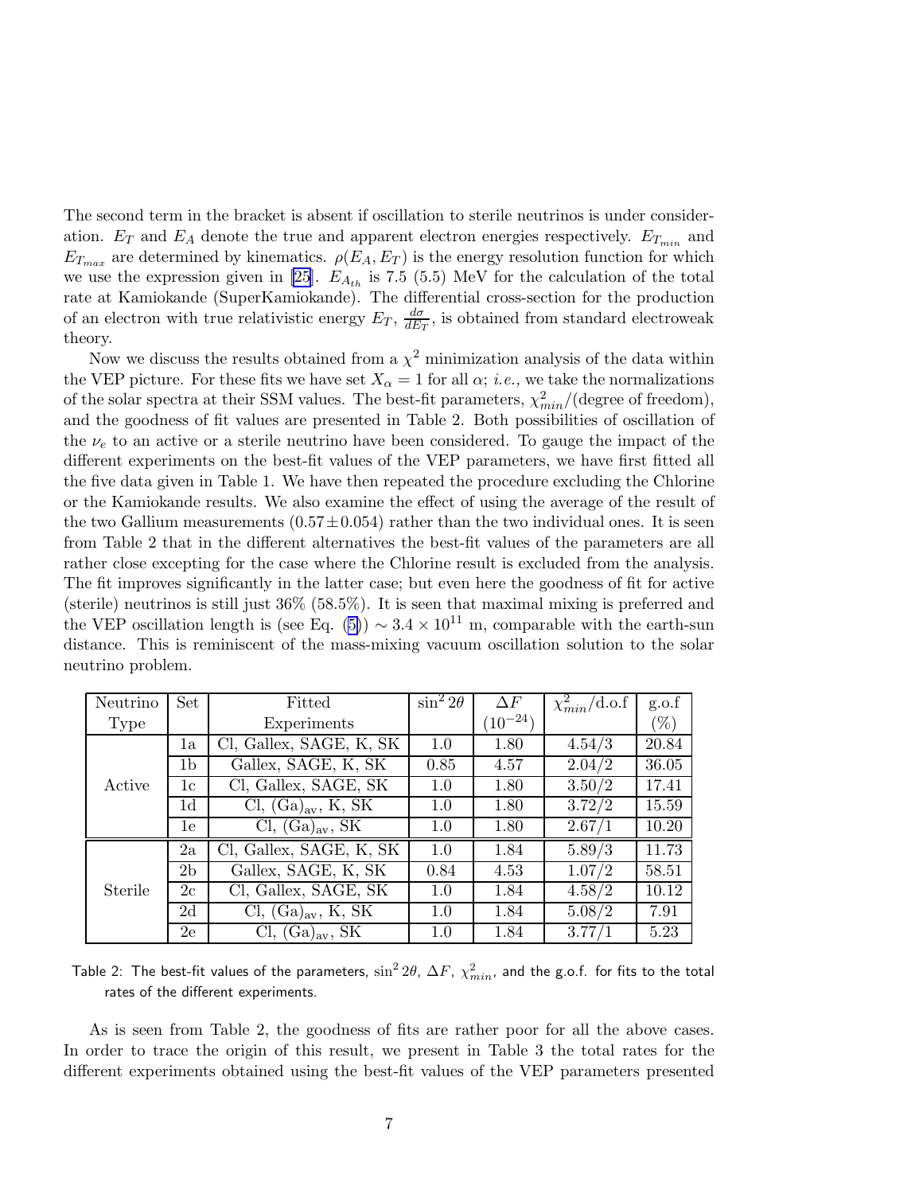The second term in the bracket is absent if oscillation to sterile neutrinos is under consideration. $E_T$ and $E_A$ denote the true and apparent electron energies respectively. $E_{T_{min}}$ and $E_{T_{max}}$ are determined by kinematics. $\rho(E_A, E_T)$ is the energy resolution function for which we use the expression given in [25]. $E_{A_{th}}$ is 7.5 (5.5) MeV for the calculation of the total rate at Kamiokande (SuperKamiokande). The differential cross-section for the production of an electron with true relativistic energy $E_T$, $\frac{d\sigma}{dE_T}$, is obtained from standard electroweak theory.

Now we discuss the results obtained from a $\chi^2$ minimization analysis of the data within the VEP picture. For these fits we have set $X_\alpha = 1$ for all $\alpha$; *i.e.,* we take the normalizations of the solar spectra at their SSM values. The best-fit parameters, $\chi^2_{min}$/(degree of freedom), and the goodness of fit values are presented in Table 2. Both possibilities of oscillation of the $\nu_e$ to an active or a sterile neutrino have been considered. To gauge the impact of the different experiments on the best-fit values of the VEP parameters, we have first fitted all the five data given in Table 1. We have then repeated the procedure excluding the Chlorine or the Kamiokande results. We also examine the effect of using the average of the result of the two Gallium measurements ($0.57 \pm 0.054$) rather than the two individual ones. It is seen from Table 2 that in the different alternatives the best-fit values of the parameters are all rather close excepting for the case where the Chlorine result is excluded from the analysis. The fit improves significantly in the latter case; but even here the goodness of fit for active (sterile) neutrinos is still just 36% (58.5%). It is seen that maximal mixing is preferred and the VEP oscillation length is (see Eq. (5)) $\sim 3.4 \times 10^{11}$ m, comparable with the earth-sun distance. This is reminiscent of the mass-mixing vacuum oscillation solution to the solar neutrino problem.

| Neutrino Type | Set | Fitted Experiments | $\sin^2 2\theta$ | $\Delta F$ ($10^{-24}$) | $\chi^2_{min}$/d.o.f | g.o.f (%) |
|---|---|---|---|---|---|---|
| Active | 1a | Cl, Gallex, SAGE, K, SK | 1.0 | 1.80 | 4.54/3 | 20.84 |
| | 1b | Gallex, SAGE, K, SK | 0.85 | 4.57 | 2.04/2 | 36.05 |
| | 1c | Cl, Gallex, SAGE, SK | 1.0 | 1.80 | 3.50/2 | 17.41 |
| | 1d | Cl, $(\mathrm{Ga})_{\mathrm{av}}$, K, SK | 1.0 | 1.80 | 3.72/2 | 15.59 |
| | 1e | Cl, $(\mathrm{Ga})_{\mathrm{av}}$, SK | 1.0 | 1.80 | 2.67/1 | 10.20 |
| Sterile | 2a | Cl, Gallex, SAGE, K, SK | 1.0 | 1.84 | 5.89/3 | 11.73 |
| | 2b | Gallex, SAGE, K, SK | 0.84 | 4.53 | 1.07/2 | 58.51 |
| | 2c | Cl, Gallex, SAGE, SK | 1.0 | 1.84 | 4.58/2 | 10.12 |
| | 2d | Cl, $(\mathrm{Ga})_{\mathrm{av}}$, K, SK | 1.0 | 1.84 | 5.08/2 | 7.91 |
| | 2e | Cl, $(\mathrm{Ga})_{\mathrm{av}}$, SK | 1.0 | 1.84 | 3.77/1 | 5.23 |

Table 2: The best-fit values of the parameters, $\sin^2 2\theta$, $\Delta F$, $\chi^2_{min}$, and the g.o.f. for fits to the total rates of the different experiments.

As is seen from Table 2, the goodness of fits are rather poor for all the above cases. In order to trace the origin of this result, we present in Table 3 the total rates for the different experiments obtained using the best-fit values of the VEP parameters presented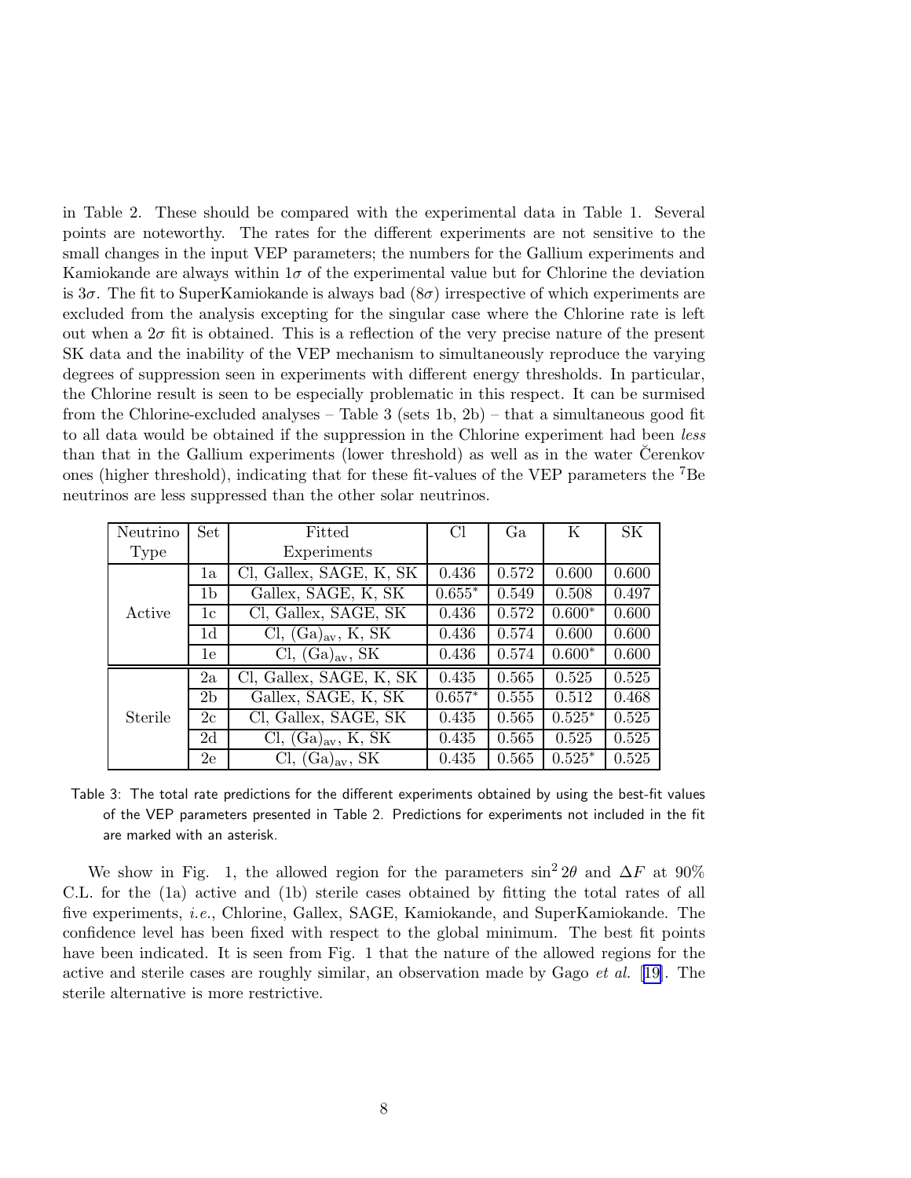in Table 2. These should be compared with the experimental data in Table 1. Several points are noteworthy. The rates for the different experiments are not sensitive to the small changes in the input VEP parameters; the numbers for the Gallium experiments and Kamiokande are always within $1\sigma$ of the experimental value but for Chlorine the deviation is $3\sigma$. The fit to SuperKamiokande is always bad ($8\sigma$) irrespective of which experiments are excluded from the analysis excepting for the singular case where the Chlorine rate is left out when a $2\sigma$ fit is obtained. This is a reflection of the very precise nature of the present SK data and the inability of the VEP mechanism to simultaneously reproduce the varying degrees of suppression seen in experiments with different energy thresholds. In particular, the Chlorine result is seen to be especially problematic in this respect. It can be surmised from the Chlorine-excluded analyses – Table 3 (sets 1b, 2b) – that a simultaneous good fit to all data would be obtained if the suppression in the Chlorine experiment had been *less* than that in the Gallium experiments (lower threshold) as well as in the water Čerenkov ones (higher threshold), indicating that for these fit-values of the VEP parameters the $^7$Be neutrinos are less suppressed than the other solar neutrinos.

| Neutrino Type | Set | Fitted Experiments | Cl | Ga | K | SK |
|---|---|---|---|---|---|---|
| Active | 1a | Cl, Gallex, SAGE, K, SK | 0.436 | 0.572 | 0.600 | 0.600 |
| | 1b | Gallex, SAGE, K, SK | 0.655* | 0.549 | 0.508 | 0.497 |
| | 1c | Cl, Gallex, SAGE, SK | 0.436 | 0.572 | 0.600* | 0.600 |
| | 1d | Cl, $(\mathrm{Ga})_{\mathrm{av}}$, K, SK | 0.436 | 0.574 | 0.600 | 0.600 |
| | 1e | Cl, $(\mathrm{Ga})_{\mathrm{av}}$, SK | 0.436 | 0.574 | 0.600* | 0.600 |
| Sterile | 2a | Cl, Gallex, SAGE, K, SK | 0.435 | 0.565 | 0.525 | 0.525 |
| | 2b | Gallex, SAGE, K, SK | 0.657* | 0.555 | 0.512 | 0.468 |
| | 2c | Cl, Gallex, SAGE, SK | 0.435 | 0.565 | 0.525* | 0.525 |
| | 2d | Cl, $(\mathrm{Ga})_{\mathrm{av}}$, K, SK | 0.435 | 0.565 | 0.525 | 0.525 |
| | 2e | Cl, $(\mathrm{Ga})_{\mathrm{av}}$, SK | 0.435 | 0.565 | 0.525* | 0.525 |

Table 3: The total rate predictions for the different experiments obtained by using the best-fit values of the VEP parameters presented in Table 2. Predictions for experiments not included in the fit are marked with an asterisk.

We show in Fig. 1, the allowed region for the parameters $\sin^2 2\theta$ and $\Delta F$ at 90% C.L. for the (1a) active and (1b) sterile cases obtained by fitting the total rates of all five experiments, *i.e.*, Chlorine, Gallex, SAGE, Kamiokande, and SuperKamiokande. The confidence level has been fixed with respect to the global minimum. The best fit points have been indicated. It is seen from Fig. 1 that the nature of the allowed regions for the active and sterile cases are roughly similar, an observation made by Gago *et al.* [19]. The sterile alternative is more restrictive.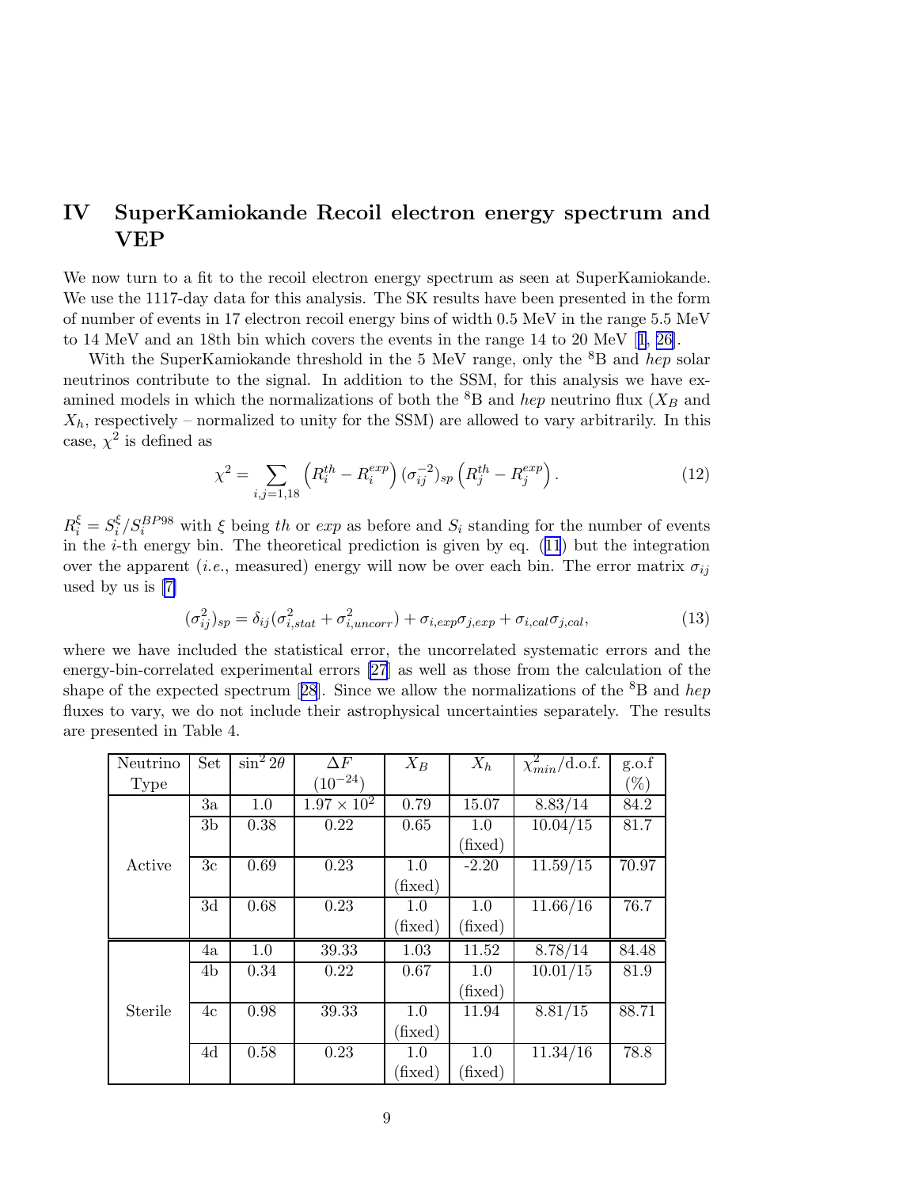# IV SuperKamiokande Recoil electron energy spectrum and VEP

We now turn to a fit to the recoil electron energy spectrum as seen at SuperKamiokande. We use the 1117-day data for this analysis. The SK results have been presented in the form of number of events in 17 electron recoil energy bins of width 0.5 MeV in the range 5.5 MeV to 14 MeV and an 18th bin which covers the events in the range 14 to 20 MeV [1, 26].

With the SuperKamiokande threshold in the 5 MeV range, only the $^8$B and *hep* solar neutrinos contribute to the signal. In addition to the SSM, for this analysis we have examined models in which the normalizations of both the $^8$B and *hep* neutrino flux ($X_B$ and $X_h$, respectively – normalized to unity for the SSM) are allowed to vary arbitrarily. In this case, $\chi^2$ is defined as

$$\chi^2 = \sum_{i,j=1,18} \left(R_i^{th} - R_i^{exp}\right) (\sigma_{ij}^{-2})_{sp} \left(R_j^{th} - R_j^{exp}\right). \tag{12}$$

$R_i^\xi = S_i^\xi / S_i^{BP98}$ with $\xi$ being *th* or *exp* as before and $S_i$ standing for the number of events in the $i$-th energy bin. The theoretical prediction is given by eq. (11) but the integration over the apparent (*i.e.*, measured) energy will now be over each bin. The error matrix $\sigma_{ij}$ used by us is [7]

$$(\sigma_{ij}^2)_{sp} = \delta_{ij}(\sigma_{i,stat}^2 + \sigma_{i,uncorr}^2) + \sigma_{i,exp}\sigma_{j,exp} + \sigma_{i,cal}\sigma_{j,cal}, \tag{13}$$

where we have included the statistical error, the uncorrelated systematic errors and the energy-bin-correlated experimental errors [27] as well as those from the calculation of the shape of the expected spectrum [28]. Since we allow the normalizations of the $^8$B and *hep* fluxes to vary, we do not include their astrophysical uncertainties separately. The results are presented in Table 4.

| Neutrino Type | Set | $\sin^2 2\theta$ | $\Delta F$ ($10^{-24}$) | $X_B$ | $X_h$ | $\chi^2_{min}$/d.o.f. | g.o.f (%) |
|---|---|---|---|---|---|---|---|
| Active | 3a | 1.0 | $1.97 \times 10^2$ | 0.79 | 15.07 | 8.83/14 | 84.2 |
| | 3b | 0.38 | 0.22 | 0.65 | 1.0 (fixed) | 10.04/15 | 81.7 |
| | 3c | 0.69 | 0.23 | 1.0 (fixed) | -2.20 | 11.59/15 | 70.97 |
| | 3d | 0.68 | 0.23 | 1.0 (fixed) | 1.0 (fixed) | 11.66/16 | 76.7 |
| Sterile | 4a | 1.0 | 39.33 | 1.03 | 11.52 | 8.78/14 | 84.48 |
| | 4b | 0.34 | 0.22 | 0.67 | 1.0 (fixed) | 10.01/15 | 81.9 |
| | 4c | 0.98 | 39.33 | 1.0 (fixed) | 11.94 | 8.81/15 | 88.71 |
| | 4d | 0.58 | 0.23 | 1.0 (fixed) | 1.0 (fixed) | 11.34/16 | 78.8 |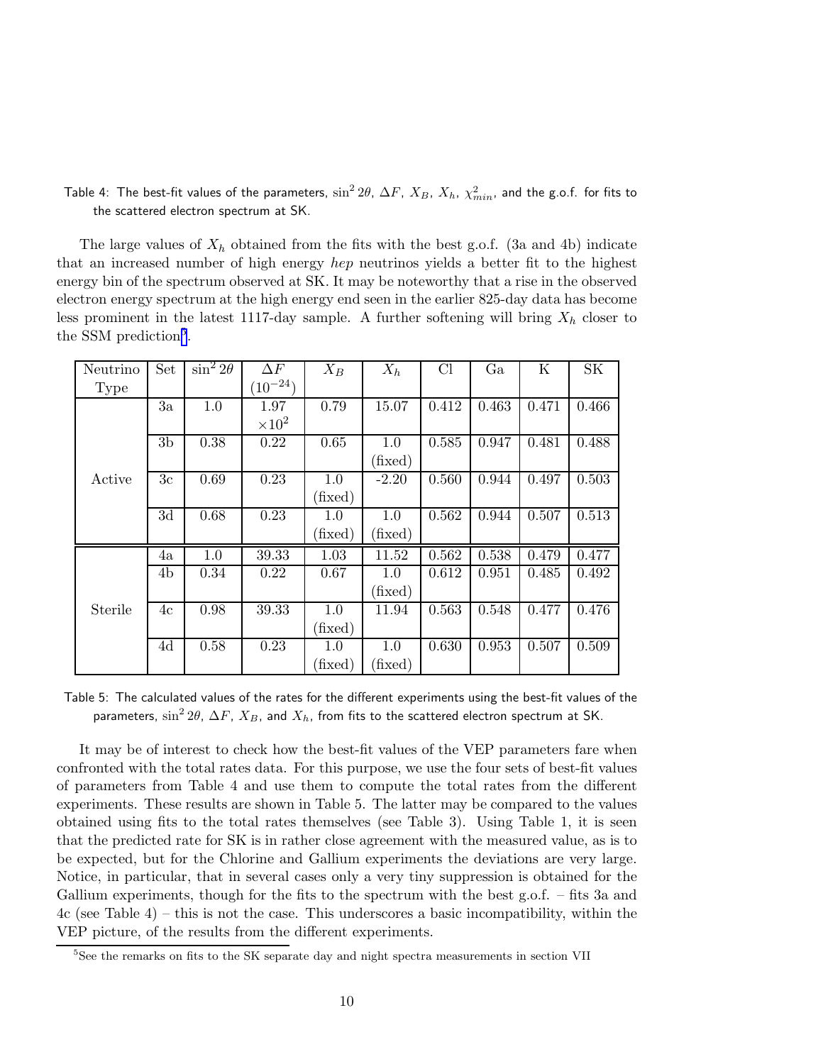Table 4: The best-fit values of the parameters, $\sin^2 2\theta$, $\Delta F$, $X_B$, $X_h$, $\chi^2_{min}$, and the g.o.f. for fits to the scattered electron spectrum at SK.

The large values of $X_h$ obtained from the fits with the best g.o.f. (3a and 4b) indicate that an increased number of high energy *hep* neutrinos yields a better fit to the highest energy bin of the spectrum observed at SK. It may be noteworthy that a rise in the observed electron energy spectrum at the high energy end seen in the earlier 825-day data has become less prominent in the latest 1117-day sample. A further softening will bring $X_h$ closer to the SSM prediction[5].

| Neutrino Type | Set | $\sin^2 2\theta$ | $\Delta F$ $(10^{-24})$ | $X_B$ | $X_h$ | Cl | Ga | K | SK |
|---|---|---|---|---|---|---|---|---|---|
| Active | 3a | 1.0 | 1.97 $\times 10^2$ | 0.79 | 15.07 | 0.412 | 0.463 | 0.471 | 0.466 |
| | 3b | 0.38 | 0.22 | 0.65 | 1.0 (fixed) | 0.585 | 0.947 | 0.481 | 0.488 |
| | 3c | 0.69 | 0.23 | 1.0 (fixed) | -2.20 | 0.560 | 0.944 | 0.497 | 0.503 |
| | 3d | 0.68 | 0.23 | 1.0 (fixed) | 1.0 (fixed) | 0.562 | 0.944 | 0.507 | 0.513 |
| Sterile | 4a | 1.0 | 39.33 | 1.03 | 11.52 | 0.562 | 0.538 | 0.479 | 0.477 |
| | 4b | 0.34 | 0.22 | 0.67 | 1.0 (fixed) | 0.612 | 0.951 | 0.485 | 0.492 |
| | 4c | 0.98 | 39.33 | 1.0 (fixed) | 11.94 | 0.563 | 0.548 | 0.477 | 0.476 |
| | 4d | 0.58 | 0.23 | 1.0 (fixed) | 1.0 (fixed) | 0.630 | 0.953 | 0.507 | 0.509 |

Table 5: The calculated values of the rates for the different experiments using the best-fit values of the parameters, $\sin^2 2\theta$, $\Delta F$, $X_B$, and $X_h$, from fits to the scattered electron spectrum at SK.

It may be of interest to check how the best-fit values of the VEP parameters fare when confronted with the total rates data. For this purpose, we use the four sets of best-fit values of parameters from Table 4 and use them to compute the total rates from the different experiments. These results are shown in Table 5. The latter may be compared to the values obtained using fits to the total rates themselves (see Table 3). Using Table 1, it is seen that the predicted rate for SK is in rather close agreement with the measured value, as is to be expected, but for the Chlorine and Gallium experiments the deviations are very large. Notice, in particular, that in several cases only a very tiny suppression is obtained for the Gallium experiments, though for the fits to the spectrum with the best g.o.f. – fits 3a and 4c (see Table 4) – this is not the case. This underscores a basic incompatibility, within the VEP picture, of the results from the different experiments.

[5]See the remarks on fits to the SK separate day and night spectra measurements in section VII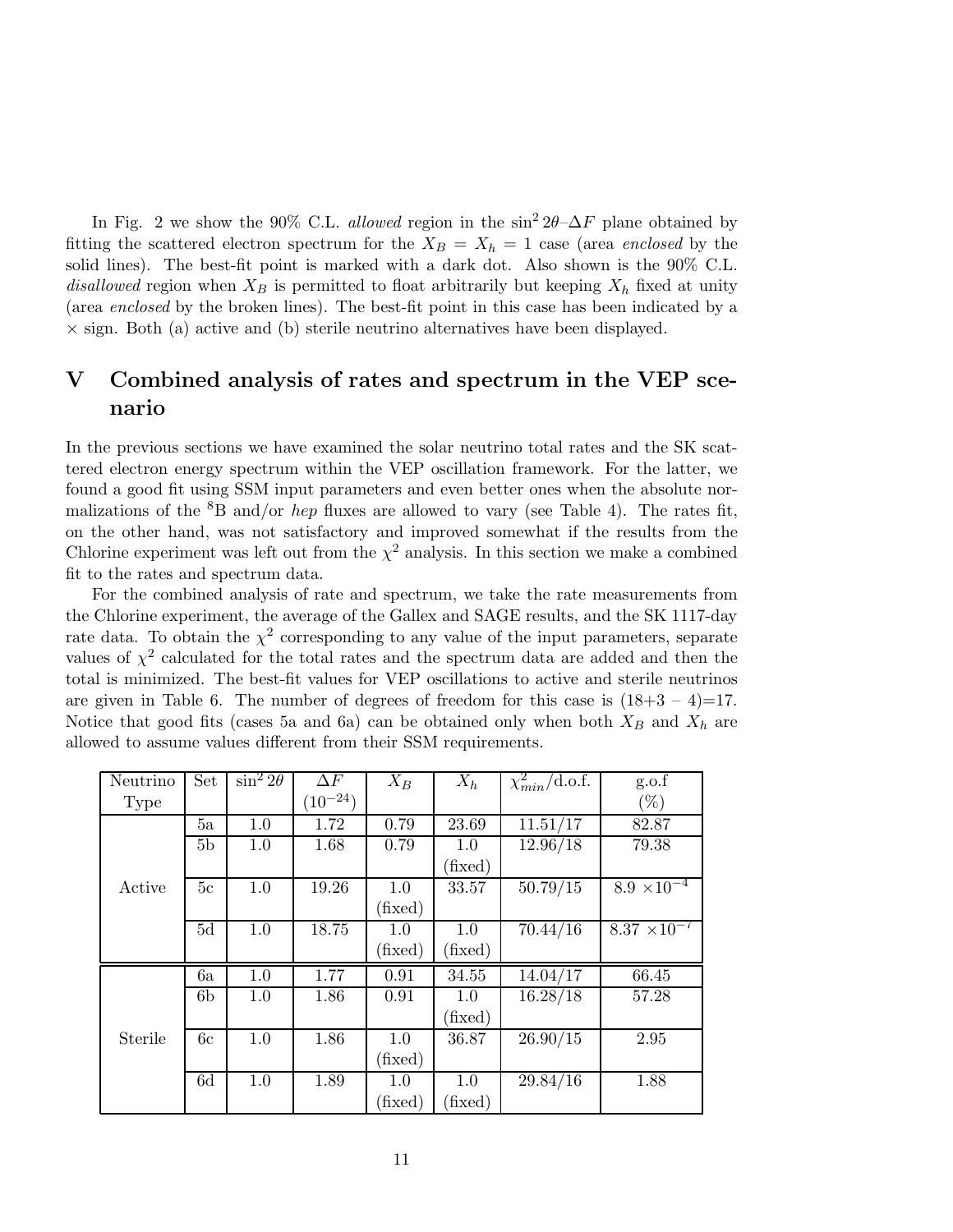In Fig. 2 we show the 90% C.L. *allowed* region in the $\sin^2 2\theta$–$\Delta F$ plane obtained by fitting the scattered electron spectrum for the $X_B = X_h = 1$ case (area *enclosed* by the solid lines). The best-fit point is marked with a dark dot. Also shown is the 90% C.L. *disallowed* region when $X_B$ is permitted to float arbitrarily but keeping $X_h$ fixed at unity (area *enclosed* by the broken lines). The best-fit point in this case has been indicated by a $\times$ sign. Both (a) active and (b) sterile neutrino alternatives have been displayed.

## V Combined analysis of rates and spectrum in the VEP scenario

In the previous sections we have examined the solar neutrino total rates and the SK scattered electron energy spectrum within the VEP oscillation framework. For the latter, we found a good fit using SSM input parameters and even better ones when the absolute normalizations of the $^8$B and/or *hep* fluxes are allowed to vary (see Table 4). The rates fit, on the other hand, was not satisfactory and improved somewhat if the results from the Chlorine experiment was left out from the $\chi^2$ analysis. In this section we make a combined fit to the rates and spectrum data.

For the combined analysis of rate and spectrum, we take the rate measurements from the Chlorine experiment, the average of the Gallex and SAGE results, and the SK 1117-day rate data. To obtain the $\chi^2$ corresponding to any value of the input parameters, separate values of $\chi^2$ calculated for the total rates and the spectrum data are added and then the total is minimized. The best-fit values for VEP oscillations to active and sterile neutrinos are given in Table 6. The number of degrees of freedom for this case is (18+3 – 4)=17. Notice that good fits (cases 5a and 6a) can be obtained only when both $X_B$ and $X_h$ are allowed to assume values different from their SSM requirements.

| Neutrino Type | Set | $\sin^2 2\theta$ | $\Delta F$ ($10^{-24}$) | $X_B$ | $X_h$ | $\chi^2_{min}$/d.o.f. | g.o.f (%) |
|---|---|---|---|---|---|---|---|
| Active | 5a | 1.0 | 1.72 | 0.79 | 23.69 | 11.51/17 | 82.87 |
| | 5b | 1.0 | 1.68 | 0.79 | 1.0 (fixed) | 12.96/18 | 79.38 |
| | 5c | 1.0 | 19.26 | 1.0 (fixed) | 33.57 | 50.79/15 | $8.9 \times 10^{-4}$ |
| | 5d | 1.0 | 18.75 | 1.0 (fixed) | 1.0 (fixed) | 70.44/16 | $8.37 \times 10^{-7}$ |
| Sterile | 6a | 1.0 | 1.77 | 0.91 | 34.55 | 14.04/17 | 66.45 |
| | 6b | 1.0 | 1.86 | 0.91 | 1.0 (fixed) | 16.28/18 | 57.28 |
| | 6c | 1.0 | 1.86 | 1.0 (fixed) | 36.87 | 26.90/15 | 2.95 |
| | 6d | 1.0 | 1.89 | 1.0 (fixed) | 1.0 (fixed) | 29.84/16 | 1.88 |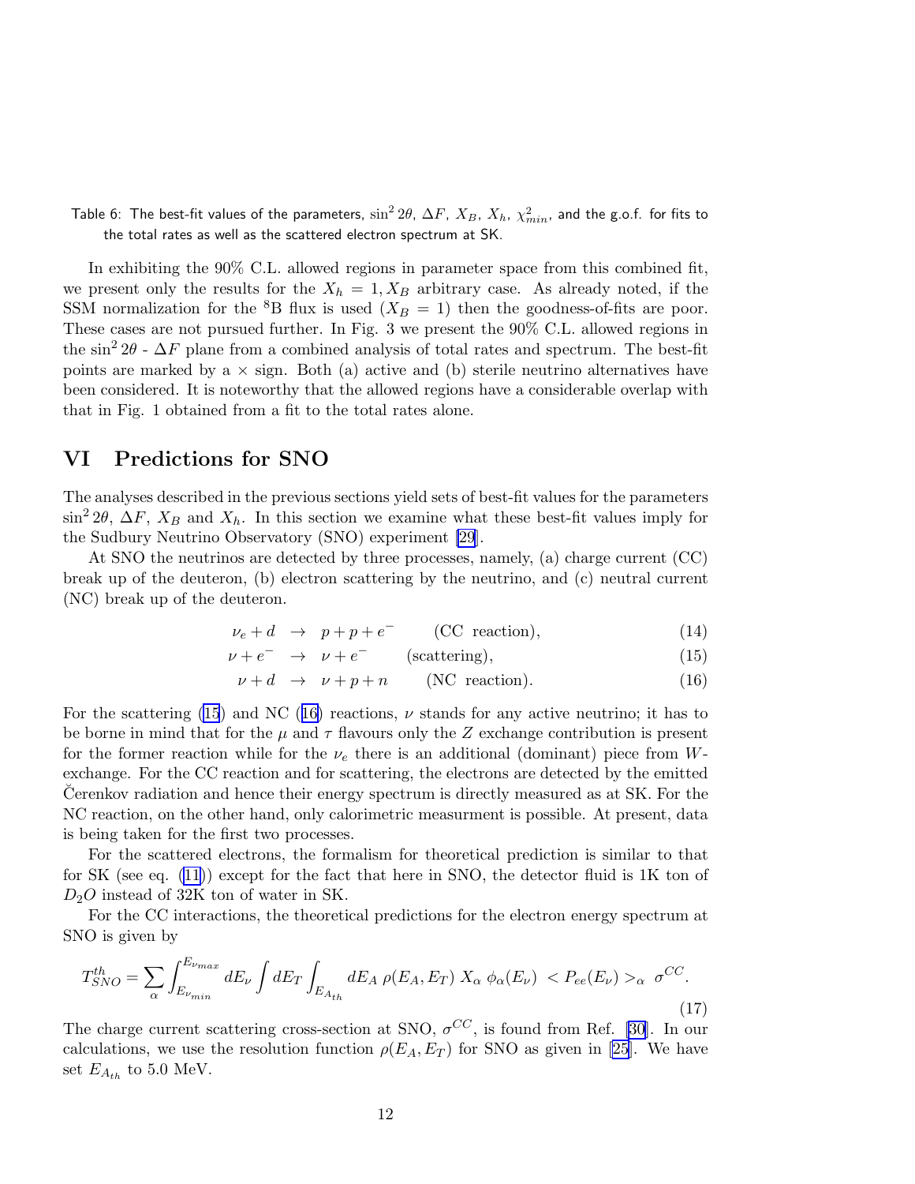Table 6: The best-fit values of the parameters, $\sin^2 2\theta$, $\Delta F$, $X_B$, $X_h$, $\chi^2_{min}$, and the g.o.f. for fits to the total rates as well as the scattered electron spectrum at SK.

In exhibiting the 90% C.L. allowed regions in parameter space from this combined fit, we present only the results for the $X_h = 1, X_B$ arbitrary case. As already noted, if the SSM normalization for the $^8$B flux is used ($X_B = 1$) then the goodness-of-fits are poor. These cases are not pursued further. In Fig. 3 we present the 90% C.L. allowed regions in the $\sin^2 2\theta$ - $\Delta F$ plane from a combined analysis of total rates and spectrum. The best-fit points are marked by a $\times$ sign. Both (a) active and (b) sterile neutrino alternatives have been considered. It is noteworthy that the allowed regions have a considerable overlap with that in Fig. 1 obtained from a fit to the total rates alone.

# VI Predictions for SNO

The analyses described in the previous sections yield sets of best-fit values for the parameters $\sin^2 2\theta$, $\Delta F$, $X_B$ and $X_h$. In this section we examine what these best-fit values imply for the Sudbury Neutrino Observatory (SNO) experiment [29].

At SNO the neutrinos are detected by three processes, namely, (a) charge current (CC) break up of the deuteron, (b) electron scattering by the neutrino, and (c) neutral current (NC) break up of the deuteron.

$$\nu_e + d \rightarrow p + p + e^- \qquad \text{(CC reaction)}, \tag{14}$$

$$\nu + e^- \rightarrow \nu + e^- \qquad \text{(scattering)}, \tag{15}$$

$$\nu + d \rightarrow \nu + p + n \qquad \text{(NC reaction)}. \tag{16}$$

For the scattering (15) and NC (16) reactions, $\nu$ stands for any active neutrino; it has to be borne in mind that for the $\mu$ and $\tau$ flavours only the $Z$ exchange contribution is present for the former reaction while for the $\nu_e$ there is an additional (dominant) piece from $W$-exchange. For the CC reaction and for scattering, the electrons are detected by the emitted Čerenkov radiation and hence their energy spectrum is directly measured as at SK. For the NC reaction, on the other hand, only calorimetric measurment is possible. At present, data is being taken for the first two processes.

For the scattered electrons, the formalism for theoretical prediction is similar to that for SK (see eq. (11)) except for the fact that here in SNO, the detector fluid is 1K ton of $D_2O$ instead of 32K ton of water in SK.

For the CC interactions, the theoretical predictions for the electron energy spectrum at SNO is given by

$$T^{th}_{SNO} = \sum_{\alpha} \int_{E_{\nu_{min}}}^{E_{\nu_{max}}} dE_\nu \int dE_T \int_{E_{A_{th}}} dE_A \; \rho(E_A, E_T) \; X_\alpha \; \phi_\alpha(E_\nu) \; < P_{ee}(E_\nu) >_\alpha \; \sigma^{CC}. \tag{17}$$

The charge current scattering cross-section at SNO, $\sigma^{CC}$, is found from Ref. [30]. In our calculations, we use the resolution function $\rho(E_A, E_T)$ for SNO as given in [25]. We have set $E_{A_{th}}$ to 5.0 MeV.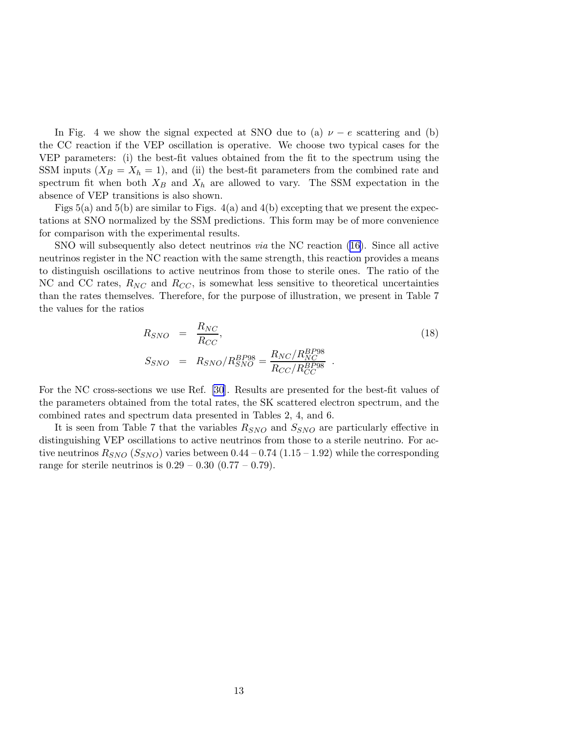In Fig. 4 we show the signal expected at SNO due to (a) $\nu - e$ scattering and (b) the CC reaction if the VEP oscillation is operative. We choose two typical cases for the VEP parameters: (i) the best-fit values obtained from the fit to the spectrum using the SSM inputs ($X_B = X_h = 1$), and (ii) the best-fit parameters from the combined rate and spectrum fit when both $X_B$ and $X_h$ are allowed to vary. The SSM expectation in the absence of VEP transitions is also shown.

Figs 5(a) and 5(b) are similar to Figs. 4(a) and 4(b) excepting that we present the expectations at SNO normalized by the SSM predictions. This form may be of more convenience for comparison with the experimental results.

SNO will subsequently also detect neutrinos *via* the NC reaction (16). Since all active neutrinos register in the NC reaction with the same strength, this reaction provides a means to distinguish oscillations to active neutrinos from those to sterile ones. The ratio of the NC and CC rates, $R_{NC}$ and $R_{CC}$, is somewhat less sensitive to theoretical uncertainties than the rates themselves. Therefore, for the purpose of illustration, we present in Table 7 the values for the ratios

$$
\begin{aligned}
R_{SNO} &= \frac{R_{NC}}{R_{CC}}, \\
S_{SNO} &= R_{SNO}/R_{SNO}^{BP98} = \frac{R_{NC}/R_{NC}^{BP98}}{R_{CC}/R_{CC}^{BP98}} \ .
\end{aligned}
\tag{18}
$$

For the NC cross-sections we use Ref. [30]. Results are presented for the best-fit values of the parameters obtained from the total rates, the SK scattered electron spectrum, and the combined rates and spectrum data presented in Tables 2, 4, and 6.

It is seen from Table 7 that the variables $R_{SNO}$ and $S_{SNO}$ are particularly effective in distinguishing VEP oscillations to active neutrinos from those to a sterile neutrino. For active neutrinos $R_{SNO}$ ($S_{SNO}$) varies between 0.44 – 0.74 (1.15 – 1.92) while the corresponding range for sterile neutrinos is 0.29 – 0.30 (0.77 – 0.79).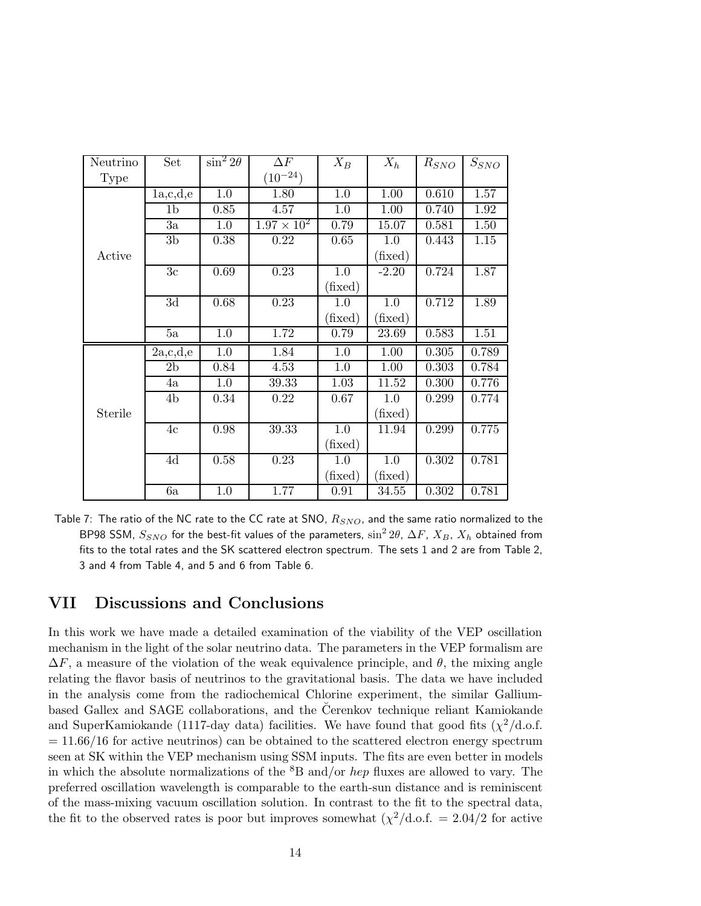| Neutrino Type | Set | $\sin^2 2\theta$ | $\Delta F$ $(10^{-24})$ | $X_B$ | $X_h$ | $R_{SNO}$ | $S_{SNO}$ |
|---|---|---|---|---|---|---|---|
| Active | 1a,c,d,e | 1.0 | 1.80 | 1.0 | 1.00 | 0.610 | 1.57 |
| | 1b | 0.85 | 4.57 | 1.0 | 1.00 | 0.740 | 1.92 |
| | 3a | 1.0 | $1.97 \times 10^2$ | 0.79 | 15.07 | 0.581 | 1.50 |
| | 3b | 0.38 | 0.22 | 0.65 | 1.0 (fixed) | 0.443 | 1.15 |
| | 3c | 0.69 | 0.23 | 1.0 (fixed) | -2.20 | 0.724 | 1.87 |
| | 3d | 0.68 | 0.23 | 1.0 (fixed) | 1.0 (fixed) | 0.712 | 1.89 |
| | 5a | 1.0 | 1.72 | 0.79 | 23.69 | 0.583 | 1.51 |
| Sterile | 2a,c,d,e | 1.0 | 1.84 | 1.0 | 1.00 | 0.305 | 0.789 |
| | 2b | 0.84 | 4.53 | 1.0 | 1.00 | 0.303 | 0.784 |
| | 4a | 1.0 | 39.33 | 1.03 | 11.52 | 0.300 | 0.776 |
| | 4b | 0.34 | 0.22 | 0.67 | 1.0 (fixed) | 0.299 | 0.774 |
| | 4c | 0.98 | 39.33 | 1.0 (fixed) | 11.94 | 0.299 | 0.775 |
| | 4d | 0.58 | 0.23 | 1.0 (fixed) | 1.0 (fixed) | 0.302 | 0.781 |
| | 6a | 1.0 | 1.77 | 0.91 | 34.55 | 0.302 | 0.781 |

Table 7: The ratio of the NC rate to the CC rate at SNO, $R_{SNO}$, and the same ratio normalized to the BP98 SSM, $S_{SNO}$ for the best-fit values of the parameters, $\sin^2 2\theta$, $\Delta F$, $X_B$, $X_h$ obtained from fits to the total rates and the SK scattered electron spectrum. The sets 1 and 2 are from Table 2, 3 and 4 from Table 4, and 5 and 6 from Table 6.

## VII Discussions and Conclusions

In this work we have made a detailed examination of the viability of the VEP oscillation mechanism in the light of the solar neutrino data. The parameters in the VEP formalism are $\Delta F$, a measure of the violation of the weak equivalence principle, and $\theta$, the mixing angle relating the flavor basis of neutrinos to the gravitational basis. The data we have included in the analysis come from the radiochemical Chlorine experiment, the similar Gallium-based Gallex and SAGE collaborations, and the Čerenkov technique reliant Kamiokande and SuperKamiokande (1117-day data) facilities. We have found that good fits ($\chi^2$/d.o.f. $= 11.66/16$ for active neutrinos) can be obtained to the scattered electron energy spectrum seen at SK within the VEP mechanism using SSM inputs. The fits are even better in models in which the absolute normalizations of the $^8$B and/or *hep* fluxes are allowed to vary. The preferred oscillation wavelength is comparable to the earth-sun distance and is reminiscent of the mass-mixing vacuum oscillation solution. In contrast to the fit to the spectral data, the fit to the observed rates is poor but improves somewhat ($\chi^2$/d.o.f. $= 2.04/2$ for active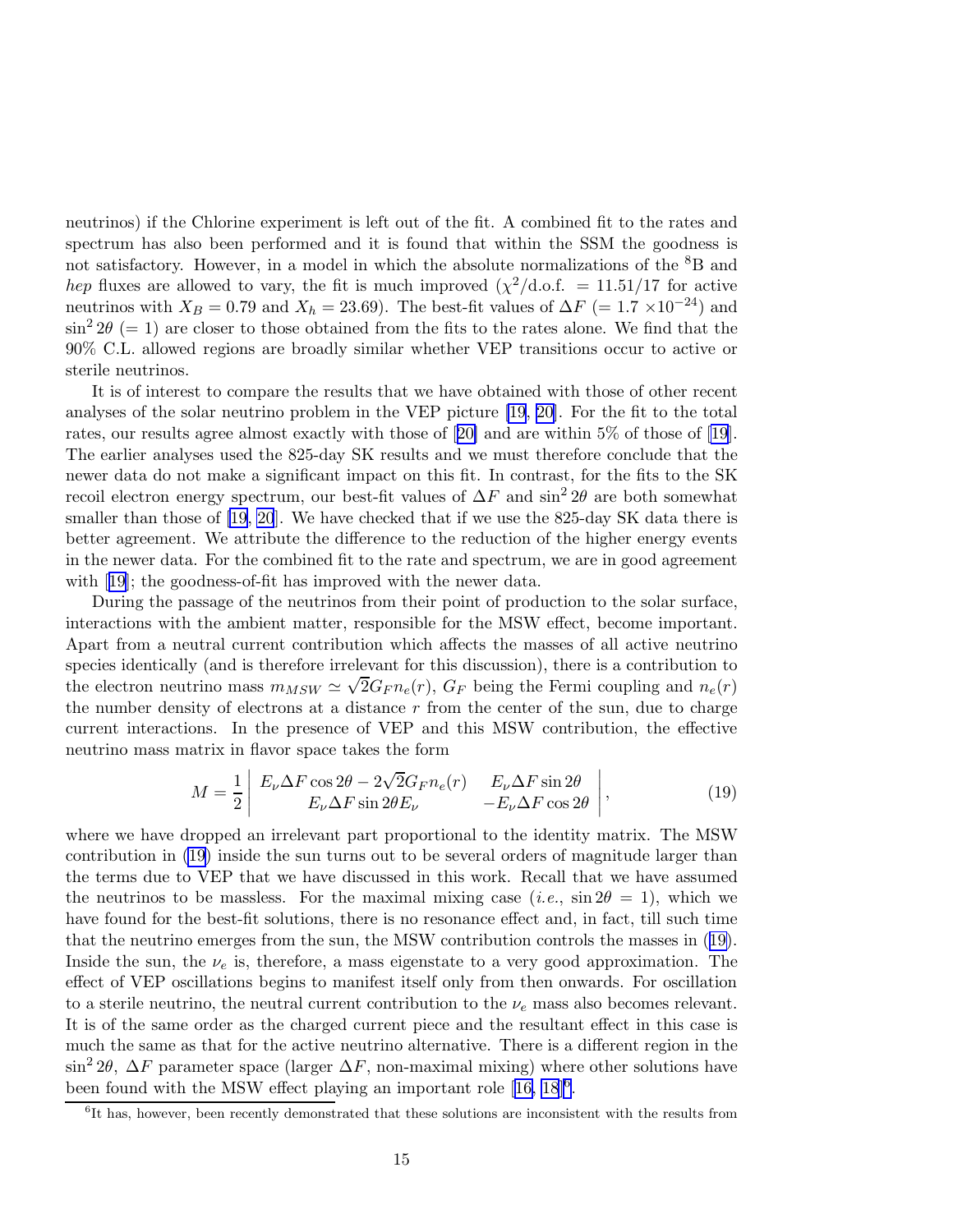neutrinos) if the Chlorine experiment is left out of the fit. A combined fit to the rates and spectrum has also been performed and it is found that within the SSM the goodness is not satisfactory. However, in a model in which the absolute normalizations of the $^8$B and *hep* fluxes are allowed to vary, the fit is much improved ($\chi^2$/d.o.f. $= 11.51/17$ for active neutrinos with $X_B = 0.79$ and $X_h = 23.69$). The best-fit values of $\Delta F$ ($= 1.7 \times 10^{-24}$) and $\sin^2 2\theta$ ($= 1$) are closer to those obtained from the fits to the rates alone. We find that the 90% C.L. allowed regions are broadly similar whether VEP transitions occur to active or sterile neutrinos.

It is of interest to compare the results that we have obtained with those of other recent analyses of the solar neutrino problem in the VEP picture [19, 20]. For the fit to the total rates, our results agree almost exactly with those of [20] and are within 5% of those of [19]. The earlier analyses used the 825-day SK results and we must therefore conclude that the newer data do not make a significant impact on this fit. In contrast, for the fits to the SK recoil electron energy spectrum, our best-fit values of $\Delta F$ and $\sin^2 2\theta$ are both somewhat smaller than those of [19, 20]. We have checked that if we use the 825-day SK data there is better agreement. We attribute the difference to the reduction of the higher energy events in the newer data. For the combined fit to the rate and spectrum, we are in good agreement with [19]; the goodness-of-fit has improved with the newer data.

During the passage of the neutrinos from their point of production to the solar surface, interactions with the ambient matter, responsible for the MSW effect, become important. Apart from a neutral current contribution which affects the masses of all active neutrino species identically (and is therefore irrelevant for this discussion), there is a contribution to the electron neutrino mass $m_{MSW} \simeq \sqrt{2} G_F n_e(r)$, $G_F$ being the Fermi coupling and $n_e(r)$ the number density of electrons at a distance $r$ from the center of the sun, due to charge current interactions. In the presence of VEP and this MSW contribution, the effective neutrino mass matrix in flavor space takes the form

$$M = \frac{1}{2} \left| \begin{array}{cc} E_\nu \Delta F \cos 2\theta - 2\sqrt{2} G_F n_e(r) & E_\nu \Delta F \sin 2\theta \\ E_\nu \Delta F \sin 2\theta E_\nu & -E_\nu \Delta F \cos 2\theta \end{array} \right|, \tag{19}$$

where we have dropped an irrelevant part proportional to the identity matrix. The MSW contribution in (19) inside the sun turns out to be several orders of magnitude larger than the terms due to VEP that we have discussed in this work. Recall that we have assumed the neutrinos to be massless. For the maximal mixing case (*i.e.*, $\sin 2\theta = 1$), which we have found for the best-fit solutions, there is no resonance effect and, in fact, till such time that the neutrino emerges from the sun, the MSW contribution controls the masses in (19). Inside the sun, the $\nu_e$ is, therefore, a mass eigenstate to a very good approximation. The effect of VEP oscillations begins to manifest itself only from then onwards. For oscillation to a sterile neutrino, the neutral current contribution to the $\nu_e$ mass also becomes relevant. It is of the same order as the charged current piece and the resultant effect in this case is much the same as that for the active neutrino alternative. There is a different region in the $\sin^2 2\theta$, $\Delta F$ parameter space (larger $\Delta F$, non-maximal mixing) where other solutions have been found with the MSW effect playing an important role [16, 18][6].

[6]It has, however, been recently demonstrated that these solutions are inconsistent with the results from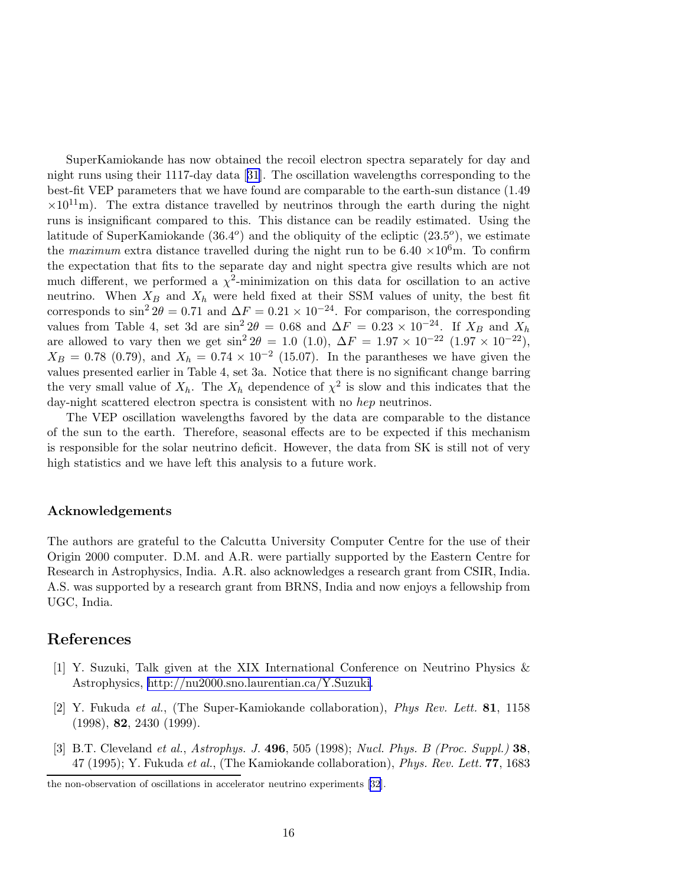SuperKamiokande has now obtained the recoil electron spectra separately for day and night runs using their 1117-day data [31]. The oscillation wavelengths corresponding to the best-fit VEP parameters that we have found are comparable to the earth-sun distance (1.49 $\times 10^{11}$m). The extra distance travelled by neutrinos through the earth during the night runs is insignificant compared to this. This distance can be readily estimated. Using the latitude of SuperKamiokande ($36.4^o$) and the obliquity of the ecliptic ($23.5^o$), we estimate the *maximum* extra distance travelled during the night run to be 6.40 $\times 10^6$m. To confirm the expectation that fits to the separate day and night spectra give results which are not much different, we performed a $\chi^2$-minimization on this data for oscillation to an active neutrino. When $X_B$ and $X_h$ were held fixed at their SSM values of unity, the best fit corresponds to $\sin^2 2\theta = 0.71$ and $\Delta F = 0.21 \times 10^{-24}$. For comparison, the corresponding values from Table 4, set 3d are $\sin^2 2\theta = 0.68$ and $\Delta F = 0.23 \times 10^{-24}$. If $X_B$ and $X_h$ are allowed to vary then we get $\sin^2 2\theta = 1.0$ (1.0), $\Delta F = 1.97 \times 10^{-22}$ ($1.97 \times 10^{-22}$), $X_B = 0.78$ (0.79), and $X_h = 0.74 \times 10^{-2}$ (15.07). In the parantheses we have given the values presented earlier in Table 4, set 3a. Notice that there is no significant change barring the very small value of $X_h$. The $X_h$ dependence of $\chi^2$ is slow and this indicates that the day-night scattered electron spectra is consistent with no *hep* neutrinos.

The VEP oscillation wavelengths favored by the data are comparable to the distance of the sun to the earth. Therefore, seasonal effects are to be expected if this mechanism is responsible for the solar neutrino deficit. However, the data from SK is still not of very high statistics and we have left this analysis to a future work.

### Acknowledgements

The authors are grateful to the Calcutta University Computer Centre for the use of their Origin 2000 computer. D.M. and A.R. were partially supported by the Eastern Centre for Research in Astrophysics, India. A.R. also acknowledges a research grant from CSIR, India. A.S. was supported by a research grant from BRNS, India and now enjoys a fellowship from UGC, India.

## References

[1] Y. Suzuki, Talk given at the XIX International Conference on Neutrino Physics & Astrophysics, http://nu2000.sno.laurentian.ca/Y.Suzuki.

[2] Y. Fukuda *et al.*, (The Super-Kamiokande collaboration), *Phys Rev. Lett.* **81**, 1158 (1998), **82**, 2430 (1999).

[3] B.T. Cleveland *et al.*, *Astrophys. J.* **496**, 505 (1998); *Nucl. Phys. B (Proc. Suppl.)* **38**, 47 (1995); Y. Fukuda *et al.*, (The Kamiokande collaboration), *Phys. Rev. Lett.* **77**, 1683

the non-observation of oscillations in accelerator neutrino experiments [32].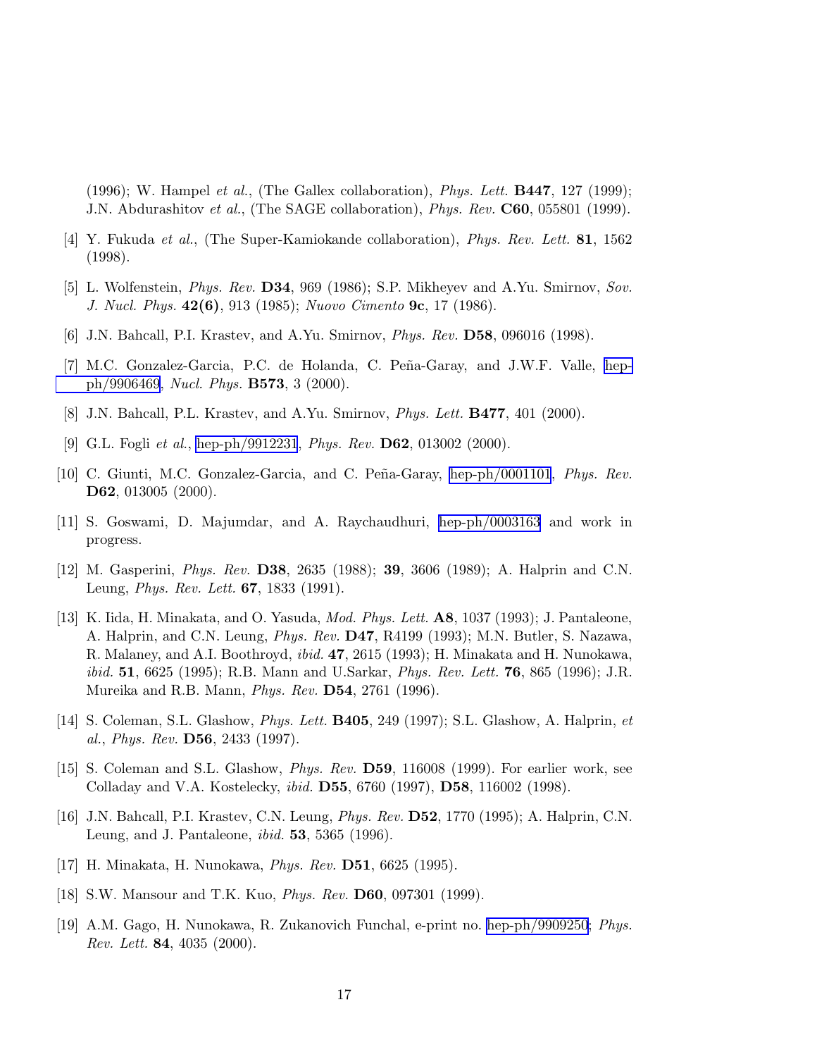(1996); W. Hampel *et al.*, (The Gallex collaboration), *Phys. Lett.* **B447**, 127 (1999); J.N. Abdurashitov *et al.*, (The SAGE collaboration), *Phys. Rev.* **C60**, 055801 (1999).

[4] Y. Fukuda *et al.*, (The Super-Kamiokande collaboration), *Phys. Rev. Lett.* **81**, 1562 (1998).

[5] L. Wolfenstein, *Phys. Rev.* **D34**, 969 (1986); S.P. Mikheyev and A.Yu. Smirnov, *Sov. J. Nucl. Phys.* **42(6)**, 913 (1985); *Nuovo Cimento* **9c**, 17 (1986).

[6] J.N. Bahcall, P.I. Krastev, and A.Yu. Smirnov, *Phys. Rev.* **D58**, 096016 (1998).

[7] M.C. Gonzalez-Garcia, P.C. de Holanda, C. Peña-Garay, and J.W.F. Valle, hep-ph/9906469, *Nucl. Phys.* **B573**, 3 (2000).

[8] J.N. Bahcall, P.L. Krastev, and A.Yu. Smirnov, *Phys. Lett.* **B477**, 401 (2000).

[9] G.L. Fogli *et al.*, hep-ph/9912231, *Phys. Rev.* **D62**, 013002 (2000).

[10] C. Giunti, M.C. Gonzalez-Garcia, and C. Peña-Garay, hep-ph/0001101, *Phys. Rev.* **D62**, 013005 (2000).

[11] S. Goswami, D. Majumdar, and A. Raychaudhuri, hep-ph/0003163 and work in progress.

[12] M. Gasperini, *Phys. Rev.* **D38**, 2635 (1988); **39**, 3606 (1989); A. Halprin and C.N. Leung, *Phys. Rev. Lett.* **67**, 1833 (1991).

[13] K. Iida, H. Minakata, and O. Yasuda, *Mod. Phys. Lett.* **A8**, 1037 (1993); J. Pantaleone, A. Halprin, and C.N. Leung, *Phys. Rev.* **D47**, R4199 (1993); M.N. Butler, S. Nazawa, R. Malaney, and A.I. Boothroyd, *ibid.* **47**, 2615 (1993); H. Minakata and H. Nunokawa, *ibid.* **51**, 6625 (1995); R.B. Mann and U.Sarkar, *Phys. Rev. Lett.* **76**, 865 (1996); J.R. Mureika and R.B. Mann, *Phys. Rev.* **D54**, 2761 (1996).

[14] S. Coleman, S.L. Glashow, *Phys. Lett.* **B405**, 249 (1997); S.L. Glashow, A. Halprin, *et al.*, *Phys. Rev.* **D56**, 2433 (1997).

[15] S. Coleman and S.L. Glashow, *Phys. Rev.* **D59**, 116008 (1999). For earlier work, see Colladay and V.A. Kostelecky, *ibid.* **D55**, 6760 (1997), **D58**, 116002 (1998).

[16] J.N. Bahcall, P.I. Krastev, C.N. Leung, *Phys. Rev.* **D52**, 1770 (1995); A. Halprin, C.N. Leung, and J. Pantaleone, *ibid.* **53**, 5365 (1996).

[17] H. Minakata, H. Nunokawa, *Phys. Rev.* **D51**, 6625 (1995).

[18] S.W. Mansour and T.K. Kuo, *Phys. Rev.* **D60**, 097301 (1999).

[19] A.M. Gago, H. Nunokawa, R. Zukanovich Funchal, e-print no. hep-ph/9909250; *Phys. Rev. Lett.* **84**, 4035 (2000).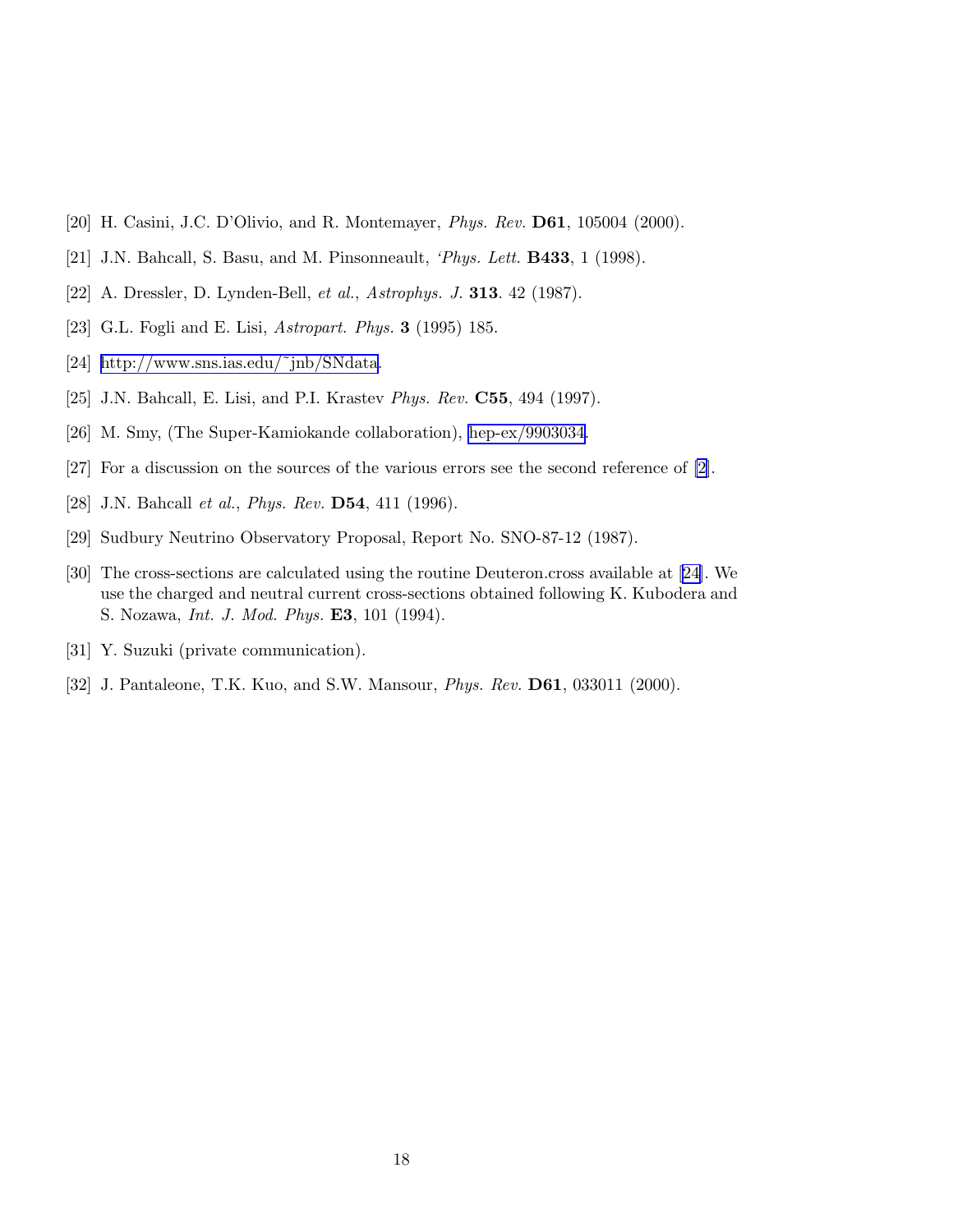[20] H. Casini, J.C. D'Olivio, and R. Montemayer, *Phys. Rev.* **D61**, 105004 (2000).

[21] J.N. Bahcall, S. Basu, and M. Pinsonneault, *'Phys. Lett.* **B433**, 1 (1998).

[22] A. Dressler, D. Lynden-Bell, *et al.*, *Astrophys. J.* **313**. 42 (1987).

[23] G.L. Fogli and E. Lisi, *Astropart. Phys.* **3** (1995) 185.

[24] http://www.sns.ias.edu/~jnb/SNdata.

[25] J.N. Bahcall, E. Lisi, and P.I. Krastev *Phys. Rev.* **C55**, 494 (1997).

[26] M. Smy, (The Super-Kamiokande collaboration), hep-ex/9903034.

[27] For a discussion on the sources of the various errors see the second reference of [2].

[28] J.N. Bahcall *et al.*, *Phys. Rev.* **D54**, 411 (1996).

[29] Sudbury Neutrino Observatory Proposal, Report No. SNO-87-12 (1987).

[30] The cross-sections are calculated using the routine Deuteron.cross available at [24]. We use the charged and neutral current cross-sections obtained following K. Kubodera and S. Nozawa, *Int. J. Mod. Phys.* **E3**, 101 (1994).

[31] Y. Suzuki (private communication).

[32] J. Pantaleone, T.K. Kuo, and S.W. Mansour, *Phys. Rev.* **D61**, 033011 (2000).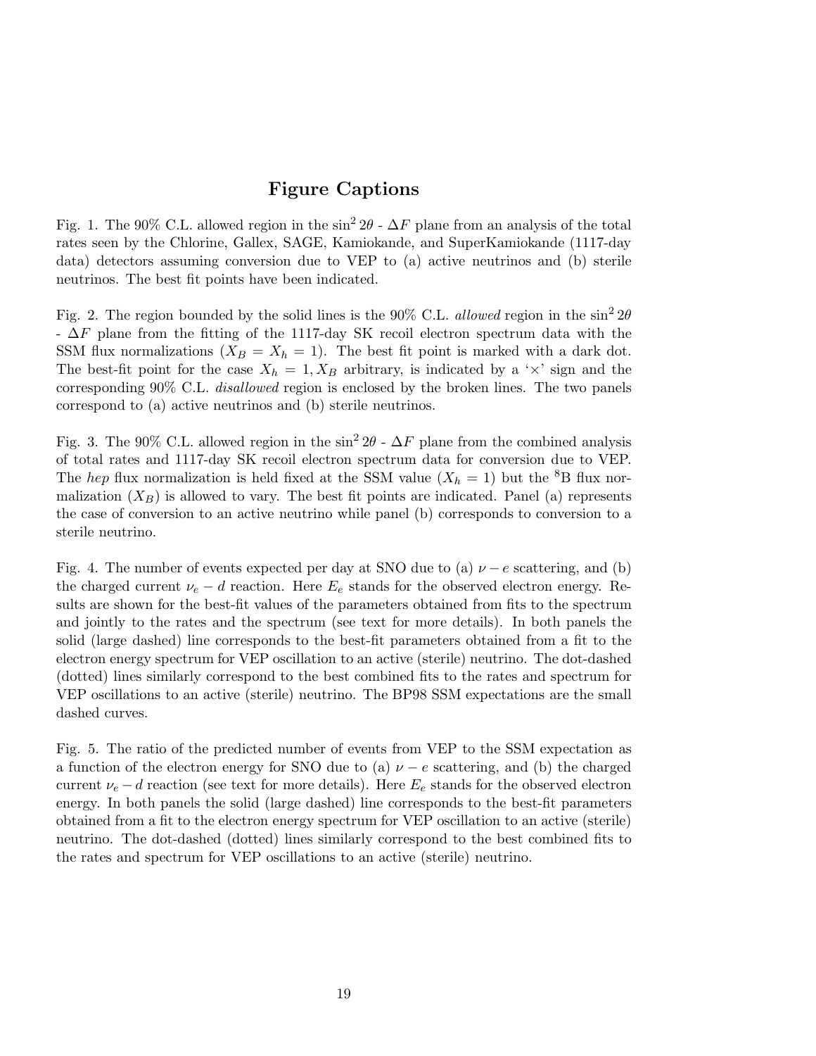# Figure Captions

Fig. 1. The 90% C.L. allowed region in the $\sin^2 2\theta$ - $\Delta F$ plane from an analysis of the total rates seen by the Chlorine, Gallex, SAGE, Kamiokande, and SuperKamiokande (1117-day data) detectors assuming conversion due to VEP to (a) active neutrinos and (b) sterile neutrinos. The best fit points have been indicated.

Fig. 2. The region bounded by the solid lines is the 90% C.L. *allowed* region in the $\sin^2 2\theta$ - $\Delta F$ plane from the fitting of the 1117-day SK recoil electron spectrum data with the SSM flux normalizations ($X_B = X_h = 1$). The best fit point is marked with a dark dot. The best-fit point for the case $X_h = 1, X_B$ arbitrary, is indicated by a '$\times$' sign and the corresponding 90% C.L. *disallowed* region is enclosed by the broken lines. The two panels correspond to (a) active neutrinos and (b) sterile neutrinos.

Fig. 3. The 90% C.L. allowed region in the $\sin^2 2\theta$ - $\Delta F$ plane from the combined analysis of total rates and 1117-day SK recoil electron spectrum data for conversion due to VEP. The *hep* flux normalization is held fixed at the SSM value ($X_h = 1$) but the $^8$B flux normalization ($X_B$) is allowed to vary. The best fit points are indicated. Panel (a) represents the case of conversion to an active neutrino while panel (b) corresponds to conversion to a sterile neutrino.

Fig. 4. The number of events expected per day at SNO due to (a) $\nu - e$ scattering, and (b) the charged current $\nu_e - d$ reaction. Here $E_e$ stands for the observed electron energy. Results are shown for the best-fit values of the parameters obtained from fits to the spectrum and jointly to the rates and the spectrum (see text for more details). In both panels the solid (large dashed) line corresponds to the best-fit parameters obtained from a fit to the electron energy spectrum for VEP oscillation to an active (sterile) neutrino. The dot-dashed (dotted) lines similarly correspond to the best combined fits to the rates and spectrum for VEP oscillations to an active (sterile) neutrino. The BP98 SSM expectations are the small dashed curves.

Fig. 5. The ratio of the predicted number of events from VEP to the SSM expectation as a function of the electron energy for SNO due to (a) $\nu - e$ scattering, and (b) the charged current $\nu_e - d$ reaction (see text for more details). Here $E_e$ stands for the observed electron energy. In both panels the solid (large dashed) line corresponds to the best-fit parameters obtained from a fit to the electron energy spectrum for VEP oscillation to an active (sterile) neutrino. The dot-dashed (dotted) lines similarly correspond to the best combined fits to the rates and spectrum for VEP oscillations to an active (sterile) neutrino.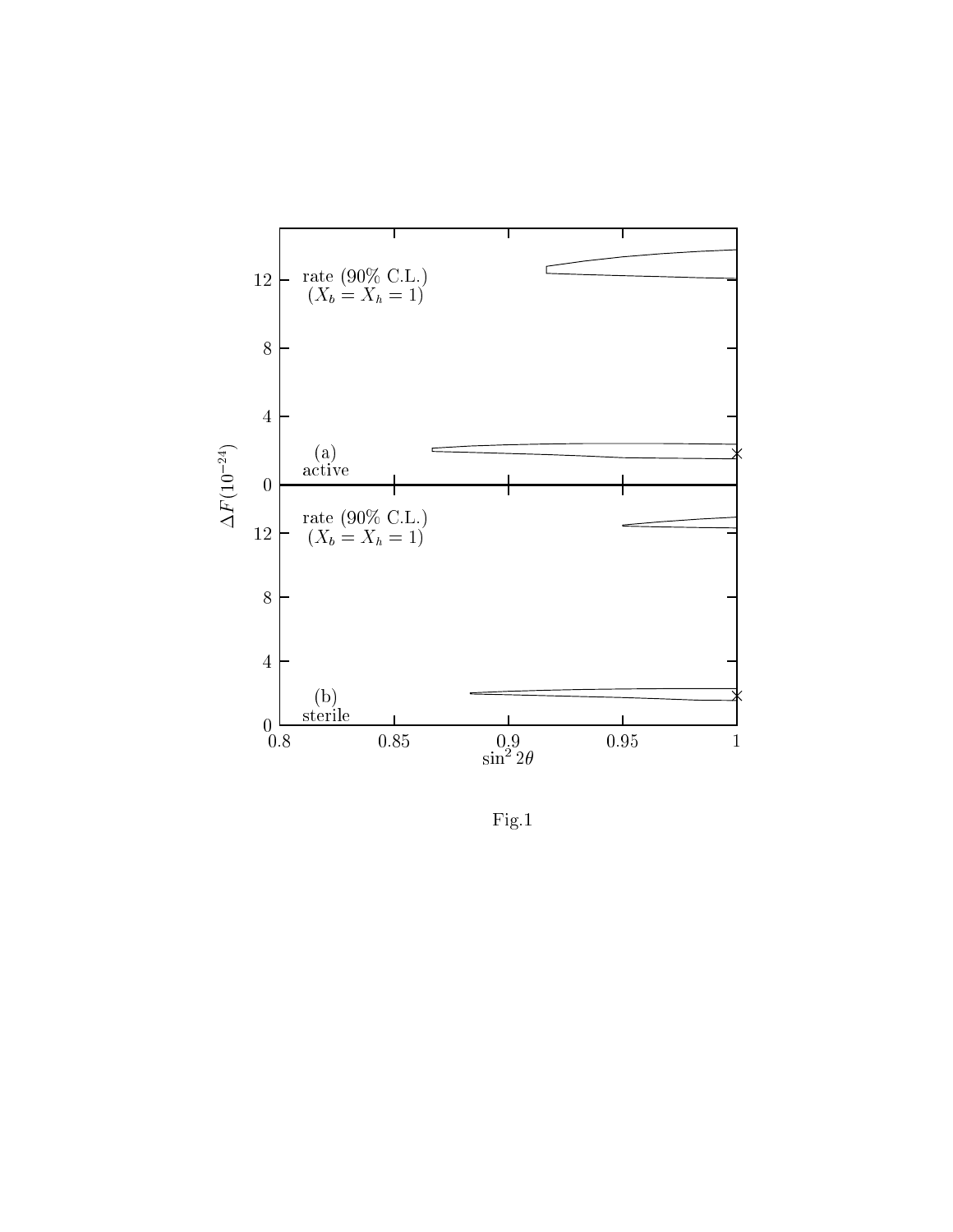rate (90% C.L.)
($X_b = X_h = 1$)

(a)
active

rate (90% C.L.)
($X_b = X_h = 1$)

(b)
sterile

$\Delta F (10^{-24})$

$\sin^2 2\theta$

Fig.1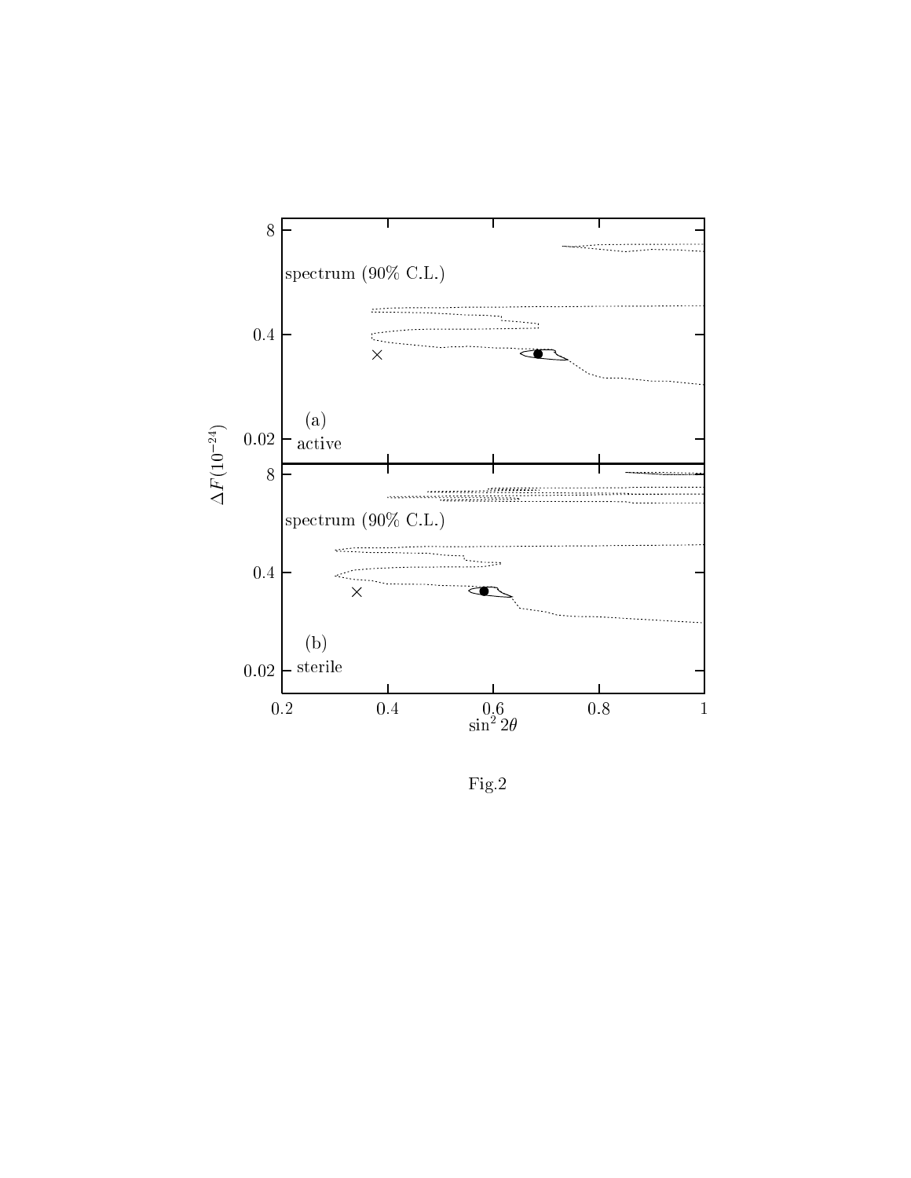spectrum (90% C.L.)

(a)
active

spectrum (90% C.L.)

(b)
sterile

$\Delta F (10^{-24})$

$\sin^2 2\theta$

Fig.2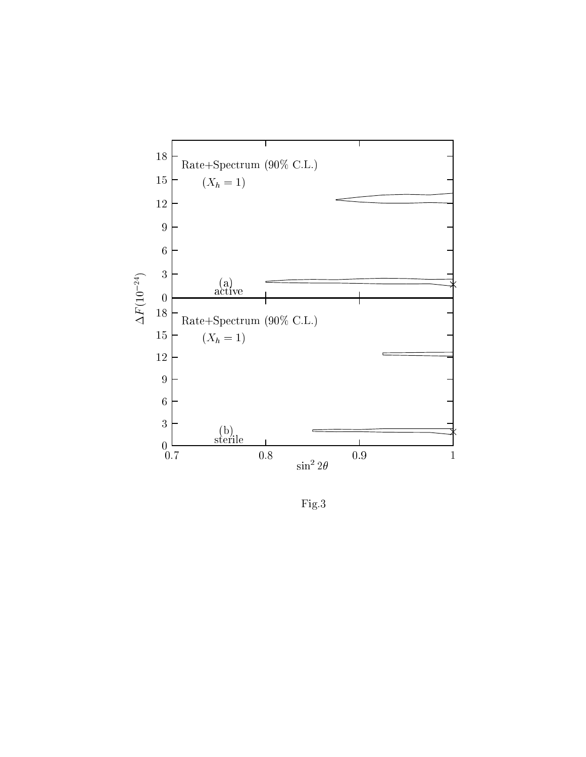Rate+Spectrum (90% C.L.)

$(X_h = 1)$

(a) active

Rate+Spectrum (90% C.L.)

$(X_h = 1)$

(b) sterile

$\Delta F (10^{-24})$

$\sin^2 2\theta$

Fig.3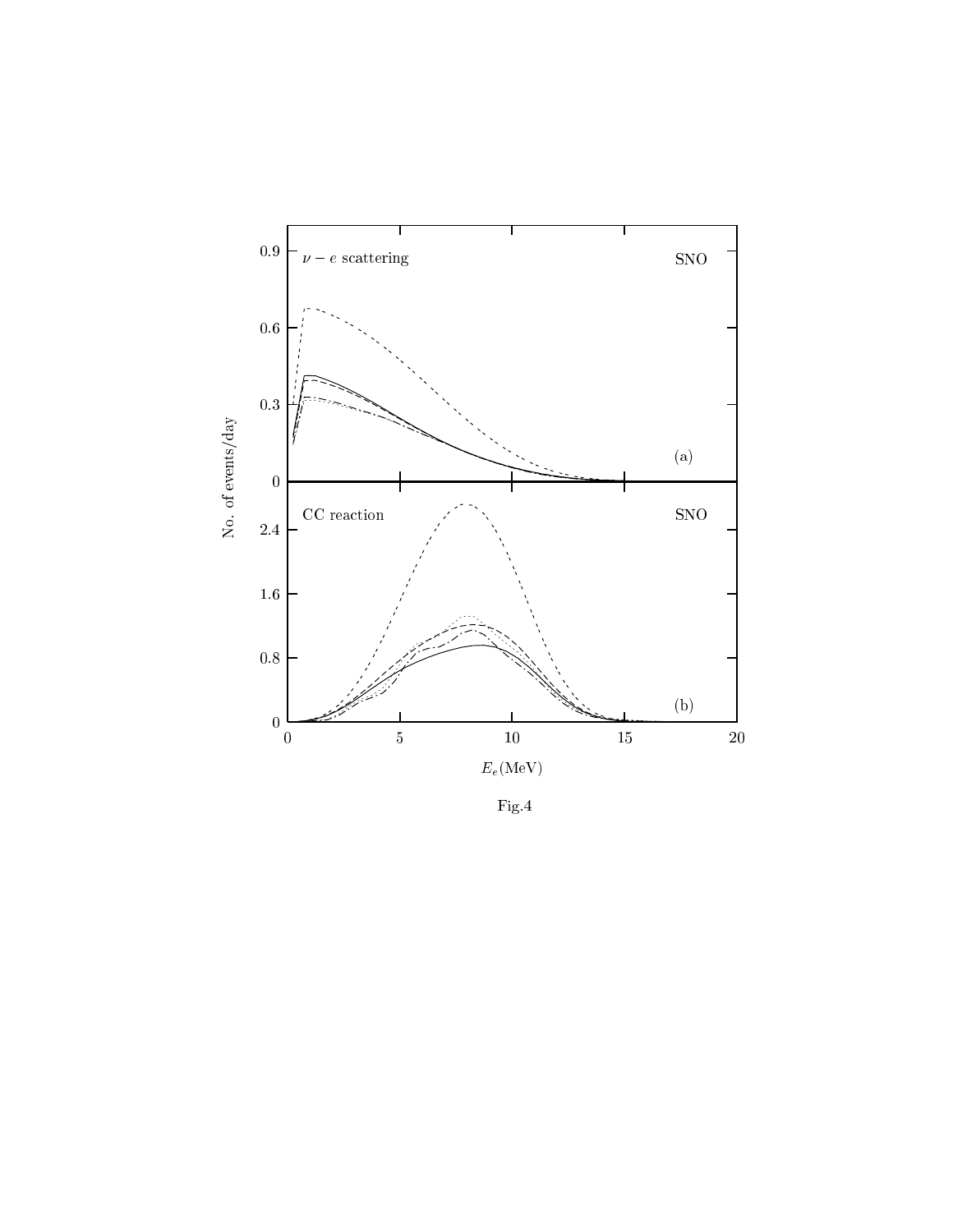Fig.4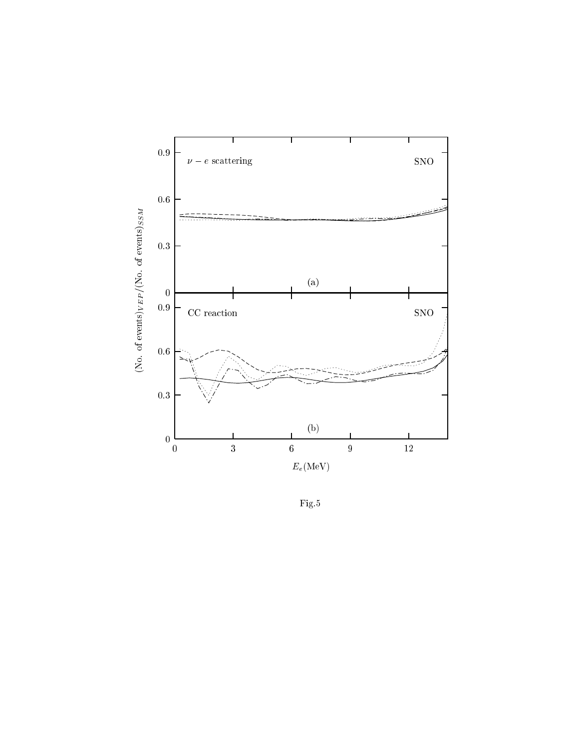$\nu - e$ scattering

SNO

(a)

CC reaction

SNO

(b)

(No. of events)$_{VEP}$/(No. of events)$_{SSM}$

0

0.3

0.6

0.9

0

0.3

0.6

0.9

0

3

6

9

12

$E_e$(MeV)

Fig.5